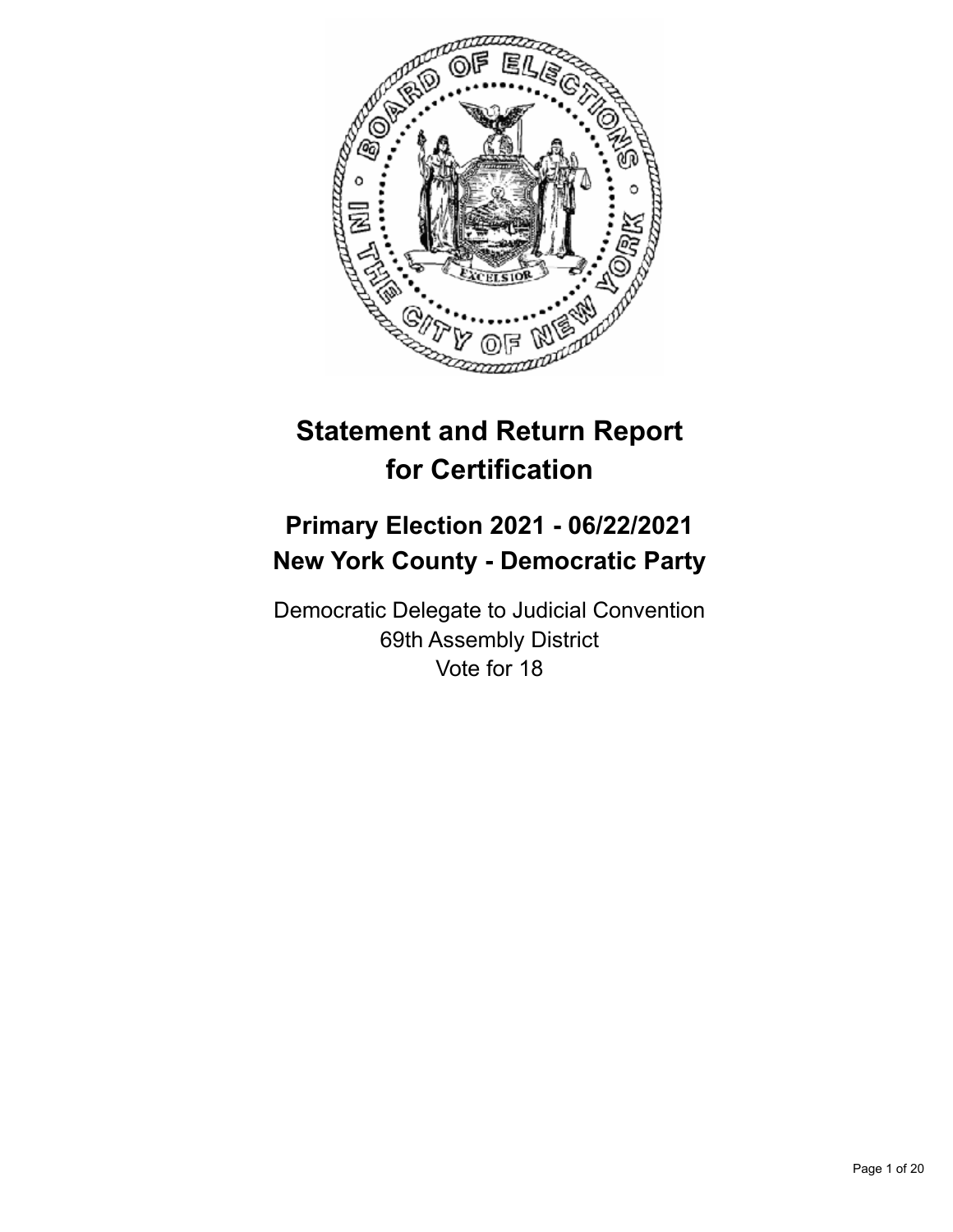# Statement and Return Report for Certification

## Primary Election 2021 - 06/22/2021
## New York County - Democratic Party

Democratic Delegate to Judicial Convention
69th Assembly District
Vote for 18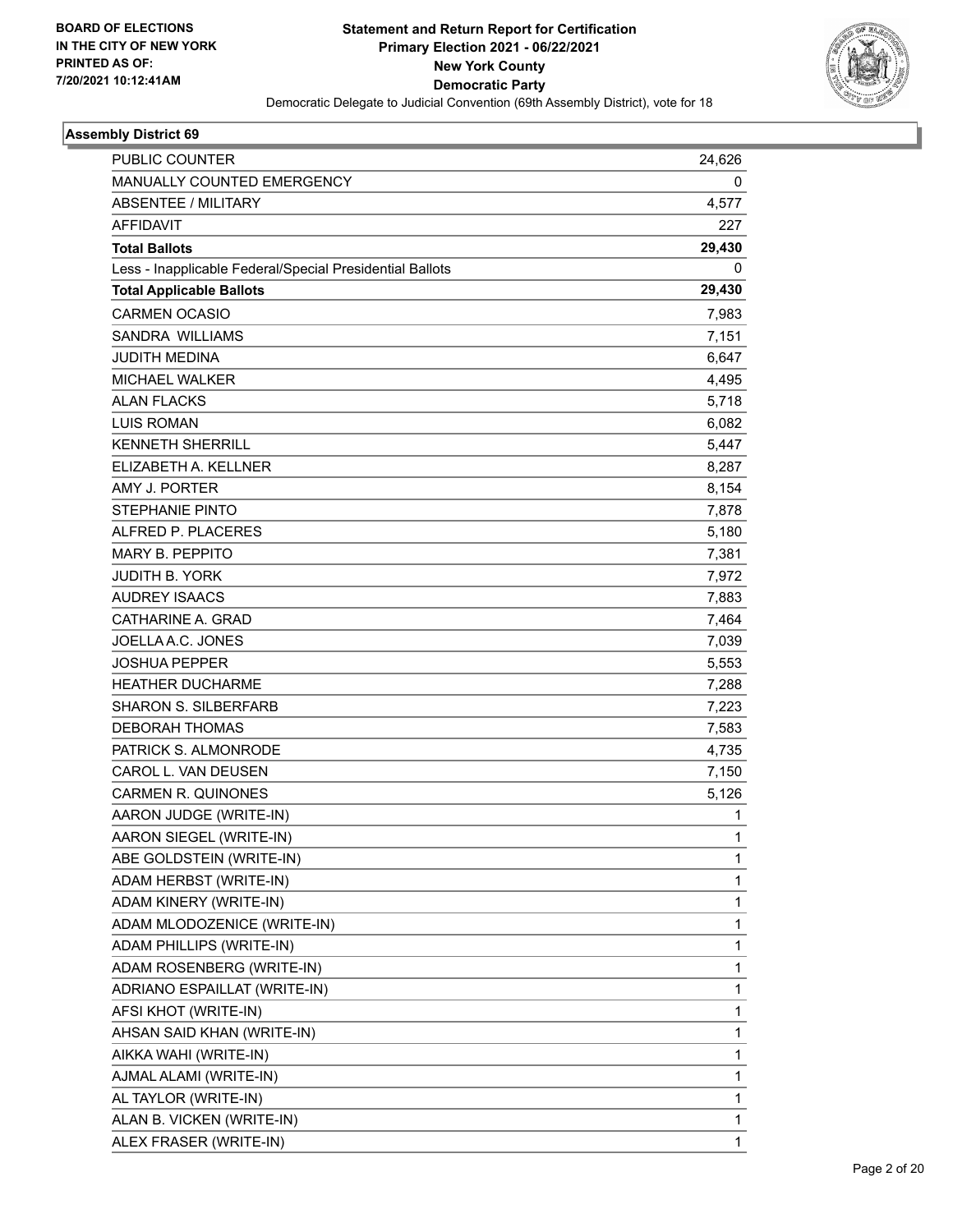**BOARD OF ELECTIONS IN THE CITY OF NEW YORK PRINTED AS OF: 7/20/2021 10:12:41AM**

# Statement and Return Report for Certification
## Primary Election 2021 - 06/22/2021
## New York County
## Democratic Party
### Democratic Delegate to Judicial Convention (69th Assembly District), vote for 18

**Assembly District 69**

| | |
|---|---|
| PUBLIC COUNTER | 24,626 |
| MANUALLY COUNTED EMERGENCY | 0 |
| ABSENTEE / MILITARY | 4,577 |
| AFFIDAVIT | 227 |
| **Total Ballots** | **29,430** |
| Less - Inapplicable Federal/Special Presidential Ballots | 0 |
| **Total Applicable Ballots** | **29,430** |
| CARMEN OCASIO | 7,983 |
| SANDRA WILLIAMS | 7,151 |
| JUDITH MEDINA | 6,647 |
| MICHAEL WALKER | 4,495 |
| ALAN FLACKS | 5,718 |
| LUIS ROMAN | 6,082 |
| KENNETH SHERRILL | 5,447 |
| ELIZABETH A. KELLNER | 8,287 |
| AMY J. PORTER | 8,154 |
| STEPHANIE PINTO | 7,878 |
| ALFRED P. PLACERES | 5,180 |
| MARY B. PEPPITO | 7,381 |
| JUDITH B. YORK | 7,972 |
| AUDREY ISAACS | 7,883 |
| CATHARINE A. GRAD | 7,464 |
| JOELLA A.C. JONES | 7,039 |
| JOSHUA PEPPER | 5,553 |
| HEATHER DUCHARME | 7,288 |
| SHARON S. SILBERFARB | 7,223 |
| DEBORAH THOMAS | 7,583 |
| PATRICK S. ALMONRODE | 4,735 |
| CAROL L. VAN DEUSEN | 7,150 |
| CARMEN R. QUINONES | 5,126 |
| AARON JUDGE (WRITE-IN) | 1 |
| AARON SIEGEL (WRITE-IN) | 1 |
| ABE GOLDSTEIN (WRITE-IN) | 1 |
| ADAM HERBST (WRITE-IN) | 1 |
| ADAM KINERY (WRITE-IN) | 1 |
| ADAM MLODOZENICE (WRITE-IN) | 1 |
| ADAM PHILLIPS (WRITE-IN) | 1 |
| ADAM ROSENBERG (WRITE-IN) | 1 |
| ADRIANO ESPAILLAT (WRITE-IN) | 1 |
| AFSI KHOT (WRITE-IN) | 1 |
| AHSAN SAID KHAN (WRITE-IN) | 1 |
| AIKKA WAHI (WRITE-IN) | 1 |
| AJMAL ALAMI (WRITE-IN) | 1 |
| AL TAYLOR (WRITE-IN) | 1 |
| ALAN B. VICKEN (WRITE-IN) | 1 |
| ALEX FRASER (WRITE-IN) | 1 |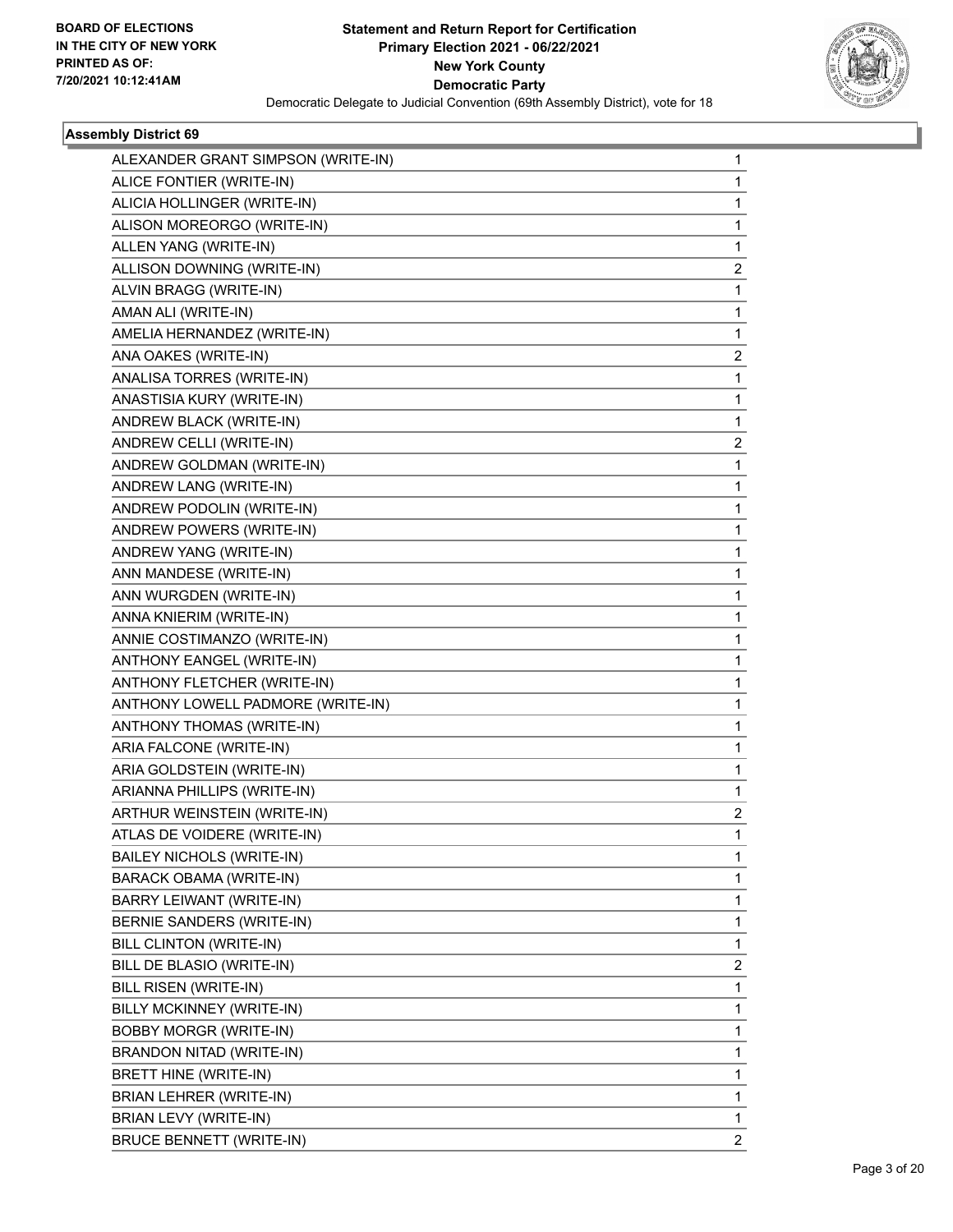BOARD OF ELECTIONS
IN THE CITY OF NEW YORK
PRINTED AS OF:
7/20/2021 10:12:41AM

**Statement and Return Report for Certification**
**Primary Election 2021 - 06/22/2021**
**New York County**
**Democratic Party**
Democratic Delegate to Judicial Convention (69th Assembly District), vote for 18

### Assembly District 69

| Candidate | Votes |
|---|---|
| ALEXANDER GRANT SIMPSON (WRITE-IN) | 1 |
| ALICE FONTIER (WRITE-IN) | 1 |
| ALICIA HOLLINGER (WRITE-IN) | 1 |
| ALISON MOREORGO (WRITE-IN) | 1 |
| ALLEN YANG (WRITE-IN) | 1 |
| ALLISON DOWNING (WRITE-IN) | 2 |
| ALVIN BRAGG (WRITE-IN) | 1 |
| AMAN ALI (WRITE-IN) | 1 |
| AMELIA HERNANDEZ (WRITE-IN) | 1 |
| ANA OAKES (WRITE-IN) | 2 |
| ANALISA TORRES (WRITE-IN) | 1 |
| ANASTISIA KURY (WRITE-IN) | 1 |
| ANDREW BLACK (WRITE-IN) | 1 |
| ANDREW CELLI (WRITE-IN) | 2 |
| ANDREW GOLDMAN (WRITE-IN) | 1 |
| ANDREW LANG (WRITE-IN) | 1 |
| ANDREW PODOLIN (WRITE-IN) | 1 |
| ANDREW POWERS (WRITE-IN) | 1 |
| ANDREW YANG (WRITE-IN) | 1 |
| ANN MANDESE (WRITE-IN) | 1 |
| ANN WURGDEN (WRITE-IN) | 1 |
| ANNA KNIERIM (WRITE-IN) | 1 |
| ANNIE COSTIMANZO (WRITE-IN) | 1 |
| ANTHONY EANGEL (WRITE-IN) | 1 |
| ANTHONY FLETCHER (WRITE-IN) | 1 |
| ANTHONY LOWELL PADMORE (WRITE-IN) | 1 |
| ANTHONY THOMAS (WRITE-IN) | 1 |
| ARIA FALCONE (WRITE-IN) | 1 |
| ARIA GOLDSTEIN (WRITE-IN) | 1 |
| ARIANNA PHILLIPS (WRITE-IN) | 1 |
| ARTHUR WEINSTEIN (WRITE-IN) | 2 |
| ATLAS DE VOIDERE (WRITE-IN) | 1 |
| BAILEY NICHOLS (WRITE-IN) | 1 |
| BARACK OBAMA (WRITE-IN) | 1 |
| BARRY LEIWANT (WRITE-IN) | 1 |
| BERNIE SANDERS (WRITE-IN) | 1 |
| BILL CLINTON (WRITE-IN) | 1 |
| BILL DE BLASIO (WRITE-IN) | 2 |
| BILL RISEN (WRITE-IN) | 1 |
| BILLY MCKINNEY (WRITE-IN) | 1 |
| BOBBY MORGR (WRITE-IN) | 1 |
| BRANDON NITAD (WRITE-IN) | 1 |
| BRETT HINE (WRITE-IN) | 1 |
| BRIAN LEHRER (WRITE-IN) | 1 |
| BRIAN LEVY (WRITE-IN) | 1 |
| BRUCE BENNETT (WRITE-IN) | 2 |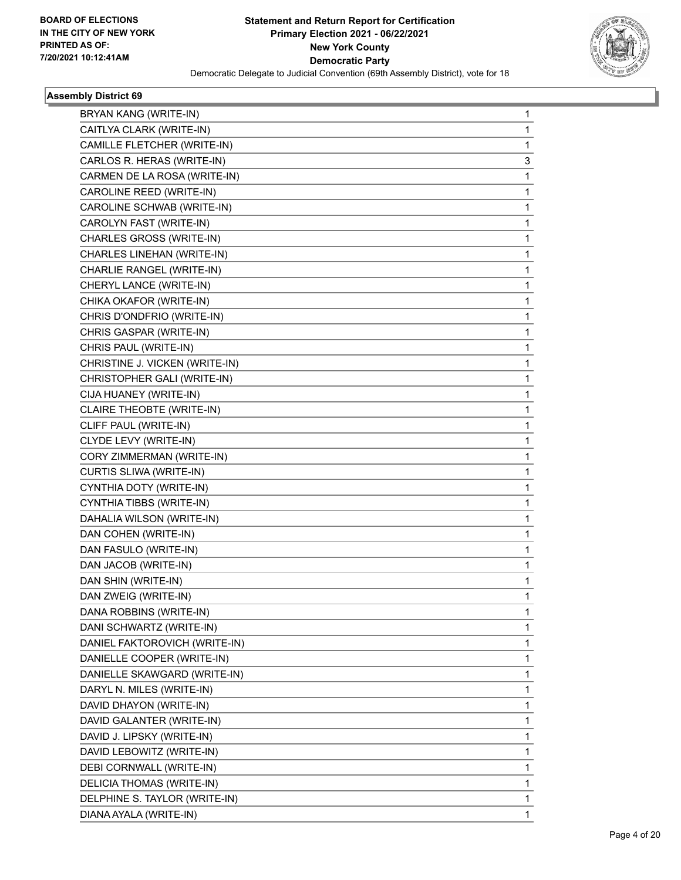**BOARD OF ELECTIONS IN THE CITY OF NEW YORK PRINTED AS OF: 7/20/2021 10:12:41AM**

# Statement and Return Report for Certification
## Primary Election 2021 - 06/22/2021
## New York County
## Democratic Party
### Democratic Delegate to Judicial Convention (69th Assembly District), vote for 18

**Assembly District 69**

| Candidate | Votes |
|---|---|
| BRYAN KANG (WRITE-IN) | 1 |
| CAITLYA CLARK (WRITE-IN) | 1 |
| CAMILLE FLETCHER (WRITE-IN) | 1 |
| CARLOS R. HERAS (WRITE-IN) | 3 |
| CARMEN DE LA ROSA (WRITE-IN) | 1 |
| CAROLINE REED (WRITE-IN) | 1 |
| CAROLINE SCHWAB (WRITE-IN) | 1 |
| CAROLYN FAST (WRITE-IN) | 1 |
| CHARLES GROSS (WRITE-IN) | 1 |
| CHARLES LINEHAN (WRITE-IN) | 1 |
| CHARLIE RANGEL (WRITE-IN) | 1 |
| CHERYL LANCE (WRITE-IN) | 1 |
| CHIKA OKAFOR (WRITE-IN) | 1 |
| CHRIS D'ONDFRIO (WRITE-IN) | 1 |
| CHRIS GASPAR (WRITE-IN) | 1 |
| CHRIS PAUL (WRITE-IN) | 1 |
| CHRISTINE J. VICKEN (WRITE-IN) | 1 |
| CHRISTOPHER GALI (WRITE-IN) | 1 |
| CIJA HUANEY (WRITE-IN) | 1 |
| CLAIRE THEOBTE (WRITE-IN) | 1 |
| CLIFF PAUL (WRITE-IN) | 1 |
| CLYDE LEVY (WRITE-IN) | 1 |
| CORY ZIMMERMAN (WRITE-IN) | 1 |
| CURTIS SLIWA (WRITE-IN) | 1 |
| CYNTHIA DOTY (WRITE-IN) | 1 |
| CYNTHIA TIBBS (WRITE-IN) | 1 |
| DAHALIA WILSON (WRITE-IN) | 1 |
| DAN COHEN (WRITE-IN) | 1 |
| DAN FASULO (WRITE-IN) | 1 |
| DAN JACOB (WRITE-IN) | 1 |
| DAN SHIN (WRITE-IN) | 1 |
| DAN ZWEIG (WRITE-IN) | 1 |
| DANA ROBBINS (WRITE-IN) | 1 |
| DANI SCHWARTZ (WRITE-IN) | 1 |
| DANIEL FAKTOROVICH (WRITE-IN) | 1 |
| DANIELLE COOPER (WRITE-IN) | 1 |
| DANIELLE SKAWGARD (WRITE-IN) | 1 |
| DARYL N. MILES (WRITE-IN) | 1 |
| DAVID DHAYON (WRITE-IN) | 1 |
| DAVID GALANTER (WRITE-IN) | 1 |
| DAVID J. LIPSKY (WRITE-IN) | 1 |
| DAVID LEBOWITZ (WRITE-IN) | 1 |
| DEBI CORNWALL (WRITE-IN) | 1 |
| DELICIA THOMAS (WRITE-IN) | 1 |
| DELPHINE S. TAYLOR (WRITE-IN) | 1 |
| DIANA AYALA (WRITE-IN) | 1 |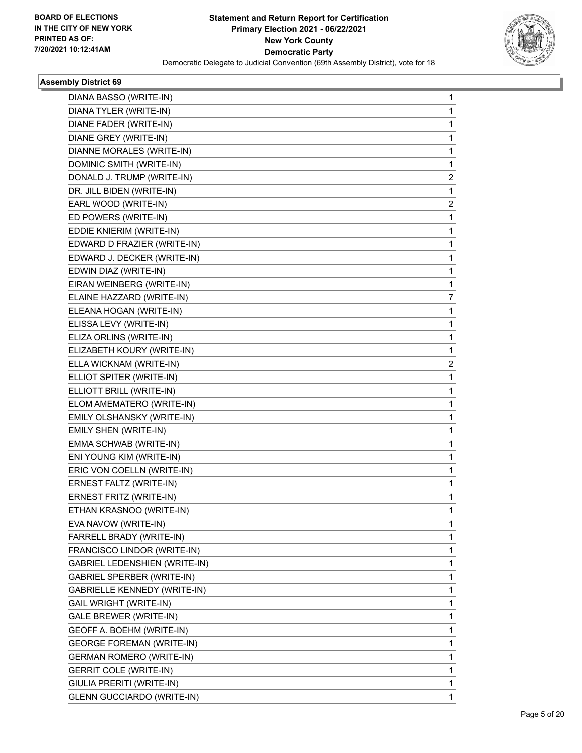BOARD OF ELECTIONS
IN THE CITY OF NEW YORK
PRINTED AS OF:
7/20/2021 10:12:41AM

**Statement and Return Report for Certification**
**Primary Election 2021 - 06/22/2021**
**New York County**
**Democratic Party**
Democratic Delegate to Judicial Convention (69th Assembly District), vote for 18

### Assembly District 69

| | |
|---|---|
| DIANA BASSO (WRITE-IN) | 1 |
| DIANA TYLER (WRITE-IN) | 1 |
| DIANE FADER (WRITE-IN) | 1 |
| DIANE GREY (WRITE-IN) | 1 |
| DIANNE MORALES (WRITE-IN) | 1 |
| DOMINIC SMITH (WRITE-IN) | 1 |
| DONALD J. TRUMP (WRITE-IN) | 2 |
| DR. JILL BIDEN (WRITE-IN) | 1 |
| EARL WOOD (WRITE-IN) | 2 |
| ED POWERS (WRITE-IN) | 1 |
| EDDIE KNIERIM (WRITE-IN) | 1 |
| EDWARD D FRAZIER (WRITE-IN) | 1 |
| EDWARD J. DECKER (WRITE-IN) | 1 |
| EDWIN DIAZ (WRITE-IN) | 1 |
| EIRAN WEINBERG (WRITE-IN) | 1 |
| ELAINE HAZZARD (WRITE-IN) | 7 |
| ELEANA HOGAN (WRITE-IN) | 1 |
| ELISSA LEVY (WRITE-IN) | 1 |
| ELIZA ORLINS (WRITE-IN) | 1 |
| ELIZABETH KOURY (WRITE-IN) | 1 |
| ELLA WICKNAM (WRITE-IN) | 2 |
| ELLIOT SPITER (WRITE-IN) | 1 |
| ELLIOTT BRILL (WRITE-IN) | 1 |
| ELOM AMEMATERO (WRITE-IN) | 1 |
| EMILY OLSHANSKY (WRITE-IN) | 1 |
| EMILY SHEN (WRITE-IN) | 1 |
| EMMA SCHWAB (WRITE-IN) | 1 |
| ENI YOUNG KIM (WRITE-IN) | 1 |
| ERIC VON COELLN (WRITE-IN) | 1 |
| ERNEST FALTZ (WRITE-IN) | 1 |
| ERNEST FRITZ (WRITE-IN) | 1 |
| ETHAN KRASNOO (WRITE-IN) | 1 |
| EVA NAVOW (WRITE-IN) | 1 |
| FARRELL BRADY (WRITE-IN) | 1 |
| FRANCISCO LINDOR (WRITE-IN) | 1 |
| GABRIEL LEDENSHIEN (WRITE-IN) | 1 |
| GABRIEL SPERBER (WRITE-IN) | 1 |
| GABRIELLE KENNEDY (WRITE-IN) | 1 |
| GAIL WRIGHT (WRITE-IN) | 1 |
| GALE BREWER (WRITE-IN) | 1 |
| GEOFF A. BOEHM (WRITE-IN) | 1 |
| GEORGE FOREMAN (WRITE-IN) | 1 |
| GERMAN ROMERO (WRITE-IN) | 1 |
| GERRIT COLE (WRITE-IN) | 1 |
| GIULIA PRERITI (WRITE-IN) | 1 |
| GLENN GUCCIARDO (WRITE-IN) | 1 |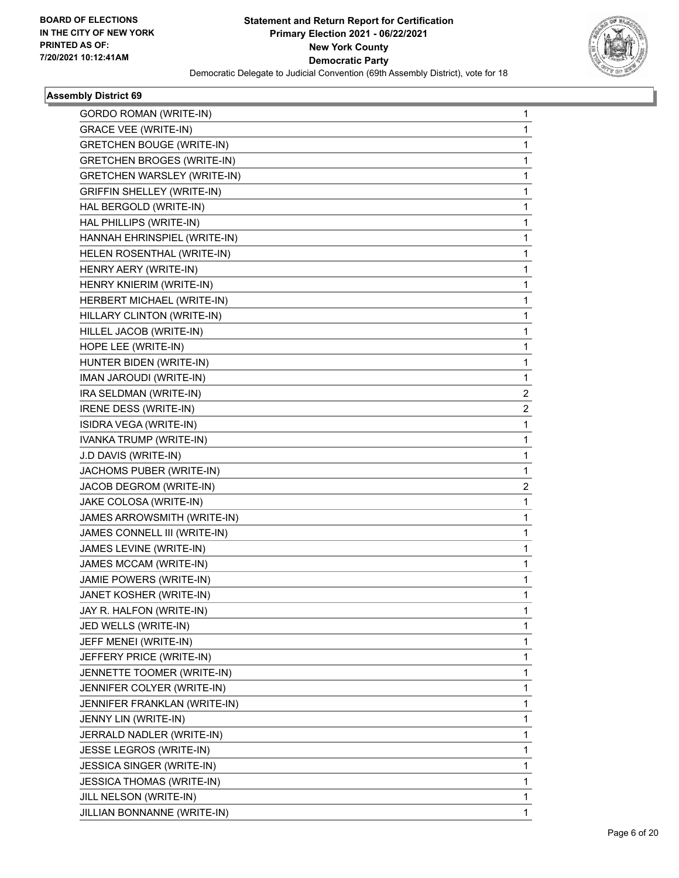**BOARD OF ELECTIONS IN THE CITY OF NEW YORK PRINTED AS OF: 7/20/2021 10:12:41AM**

**Statement and Return Report for Certification Primary Election 2021 - 06/22/2021 New York County Democratic Party**

Democratic Delegate to Judicial Convention (69th Assembly District), vote for 18

### Assembly District 69

| | |
|---|---|
| GORDO ROMAN (WRITE-IN) | 1 |
| GRACE VEE (WRITE-IN) | 1 |
| GRETCHEN BOUGE (WRITE-IN) | 1 |
| GRETCHEN BROGES (WRITE-IN) | 1 |
| GRETCHEN WARSLEY (WRITE-IN) | 1 |
| GRIFFIN SHELLEY (WRITE-IN) | 1 |
| HAL BERGOLD (WRITE-IN) | 1 |
| HAL PHILLIPS (WRITE-IN) | 1 |
| HANNAH EHRINSPIEL (WRITE-IN) | 1 |
| HELEN ROSENTHAL (WRITE-IN) | 1 |
| HENRY AERY (WRITE-IN) | 1 |
| HENRY KNIERIM (WRITE-IN) | 1 |
| HERBERT MICHAEL (WRITE-IN) | 1 |
| HILLARY CLINTON (WRITE-IN) | 1 |
| HILLEL JACOB (WRITE-IN) | 1 |
| HOPE LEE (WRITE-IN) | 1 |
| HUNTER BIDEN (WRITE-IN) | 1 |
| IMAN JAROUDI (WRITE-IN) | 1 |
| IRA SELDMAN (WRITE-IN) | 2 |
| IRENE DESS (WRITE-IN) | 2 |
| ISIDRA VEGA (WRITE-IN) | 1 |
| IVANKA TRUMP (WRITE-IN) | 1 |
| J.D DAVIS (WRITE-IN) | 1 |
| JACHOMS PUBER (WRITE-IN) | 1 |
| JACOB DEGROM (WRITE-IN) | 2 |
| JAKE COLOSA (WRITE-IN) | 1 |
| JAMES ARROWSMITH (WRITE-IN) | 1 |
| JAMES CONNELL III (WRITE-IN) | 1 |
| JAMES LEVINE (WRITE-IN) | 1 |
| JAMES MCCAM (WRITE-IN) | 1 |
| JAMIE POWERS (WRITE-IN) | 1 |
| JANET KOSHER (WRITE-IN) | 1 |
| JAY R. HALFON (WRITE-IN) | 1 |
| JED WELLS (WRITE-IN) | 1 |
| JEFF MENEI (WRITE-IN) | 1 |
| JEFFERY PRICE (WRITE-IN) | 1 |
| JENNETTE TOOMER (WRITE-IN) | 1 |
| JENNIFER COLYER (WRITE-IN) | 1 |
| JENNIFER FRANKLAN (WRITE-IN) | 1 |
| JENNY LIN (WRITE-IN) | 1 |
| JERRALD NADLER (WRITE-IN) | 1 |
| JESSE LEGROS (WRITE-IN) | 1 |
| JESSICA SINGER (WRITE-IN) | 1 |
| JESSICA THOMAS (WRITE-IN) | 1 |
| JILL NELSON (WRITE-IN) | 1 |
| JILLIAN BONNANNE (WRITE-IN) | 1 |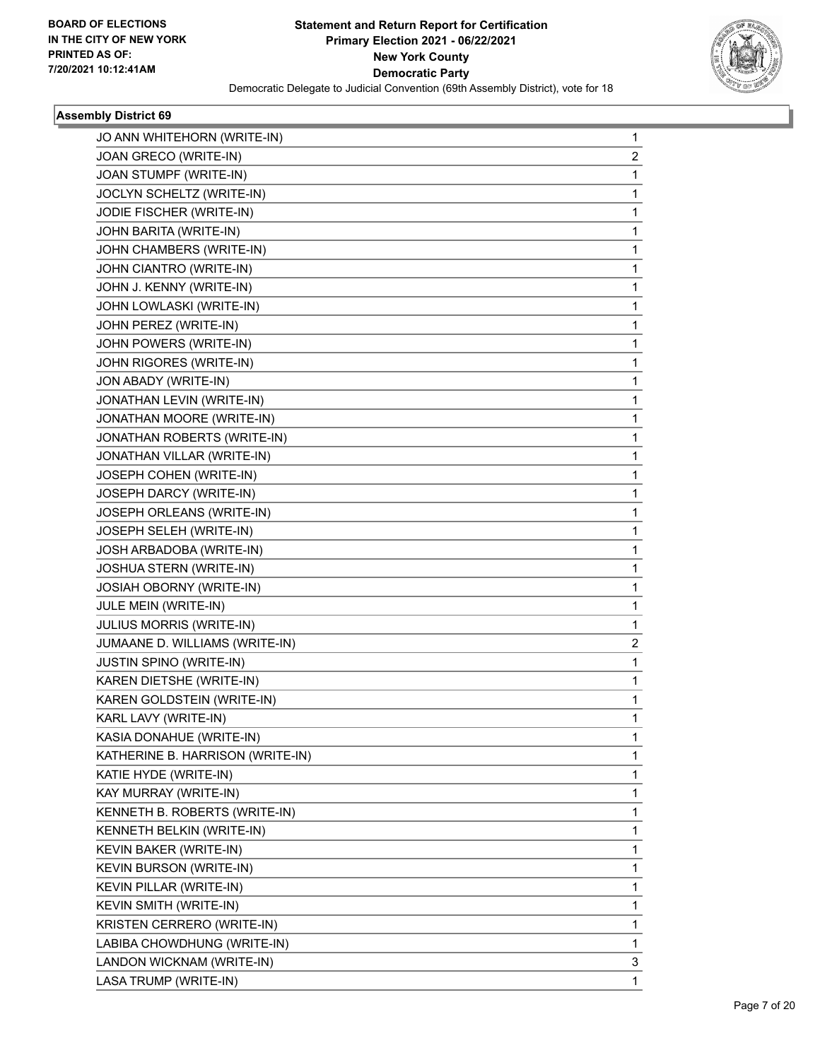**BOARD OF ELECTIONS IN THE CITY OF NEW YORK PRINTED AS OF: 7/20/2021 10:12:41AM**

**Statement and Return Report for Certification Primary Election 2021 - 06/22/2021 New York County Democratic Party**

Democratic Delegate to Judicial Convention (69th Assembly District), vote for 18

### Assembly District 69

| | |
|---|---|
| JO ANN WHITEHORN (WRITE-IN) | 1 |
| JOAN GRECO (WRITE-IN) | 2 |
| JOAN STUMPF (WRITE-IN) | 1 |
| JOCLYN SCHELTZ (WRITE-IN) | 1 |
| JODIE FISCHER (WRITE-IN) | 1 |
| JOHN BARITA (WRITE-IN) | 1 |
| JOHN CHAMBERS (WRITE-IN) | 1 |
| JOHN CIANTRO (WRITE-IN) | 1 |
| JOHN J. KENNY (WRITE-IN) | 1 |
| JOHN LOWLASKI (WRITE-IN) | 1 |
| JOHN PEREZ (WRITE-IN) | 1 |
| JOHN POWERS (WRITE-IN) | 1 |
| JOHN RIGORES (WRITE-IN) | 1 |
| JON ABADY (WRITE-IN) | 1 |
| JONATHAN LEVIN (WRITE-IN) | 1 |
| JONATHAN MOORE (WRITE-IN) | 1 |
| JONATHAN ROBERTS (WRITE-IN) | 1 |
| JONATHAN VILLAR (WRITE-IN) | 1 |
| JOSEPH COHEN (WRITE-IN) | 1 |
| JOSEPH DARCY (WRITE-IN) | 1 |
| JOSEPH ORLEANS (WRITE-IN) | 1 |
| JOSEPH SELEH (WRITE-IN) | 1 |
| JOSH ARBADOBA (WRITE-IN) | 1 |
| JOSHUA STERN (WRITE-IN) | 1 |
| JOSIAH OBORNY (WRITE-IN) | 1 |
| JULE MEIN (WRITE-IN) | 1 |
| JULIUS MORRIS (WRITE-IN) | 1 |
| JUMAANE D. WILLIAMS (WRITE-IN) | 2 |
| JUSTIN SPINO (WRITE-IN) | 1 |
| KAREN DIETSHE (WRITE-IN) | 1 |
| KAREN GOLDSTEIN (WRITE-IN) | 1 |
| KARL LAVY (WRITE-IN) | 1 |
| KASIA DONAHUE (WRITE-IN) | 1 |
| KATHERINE B. HARRISON (WRITE-IN) | 1 |
| KATIE HYDE (WRITE-IN) | 1 |
| KAY MURRAY (WRITE-IN) | 1 |
| KENNETH B. ROBERTS (WRITE-IN) | 1 |
| KENNETH BELKIN (WRITE-IN) | 1 |
| KEVIN BAKER (WRITE-IN) | 1 |
| KEVIN BURSON (WRITE-IN) | 1 |
| KEVIN PILLAR (WRITE-IN) | 1 |
| KEVIN SMITH (WRITE-IN) | 1 |
| KRISTEN CERRERO (WRITE-IN) | 1 |
| LABIBA CHOWDHUNG (WRITE-IN) | 1 |
| LANDON WICKNAM (WRITE-IN) | 3 |
| LASA TRUMP (WRITE-IN) | 1 |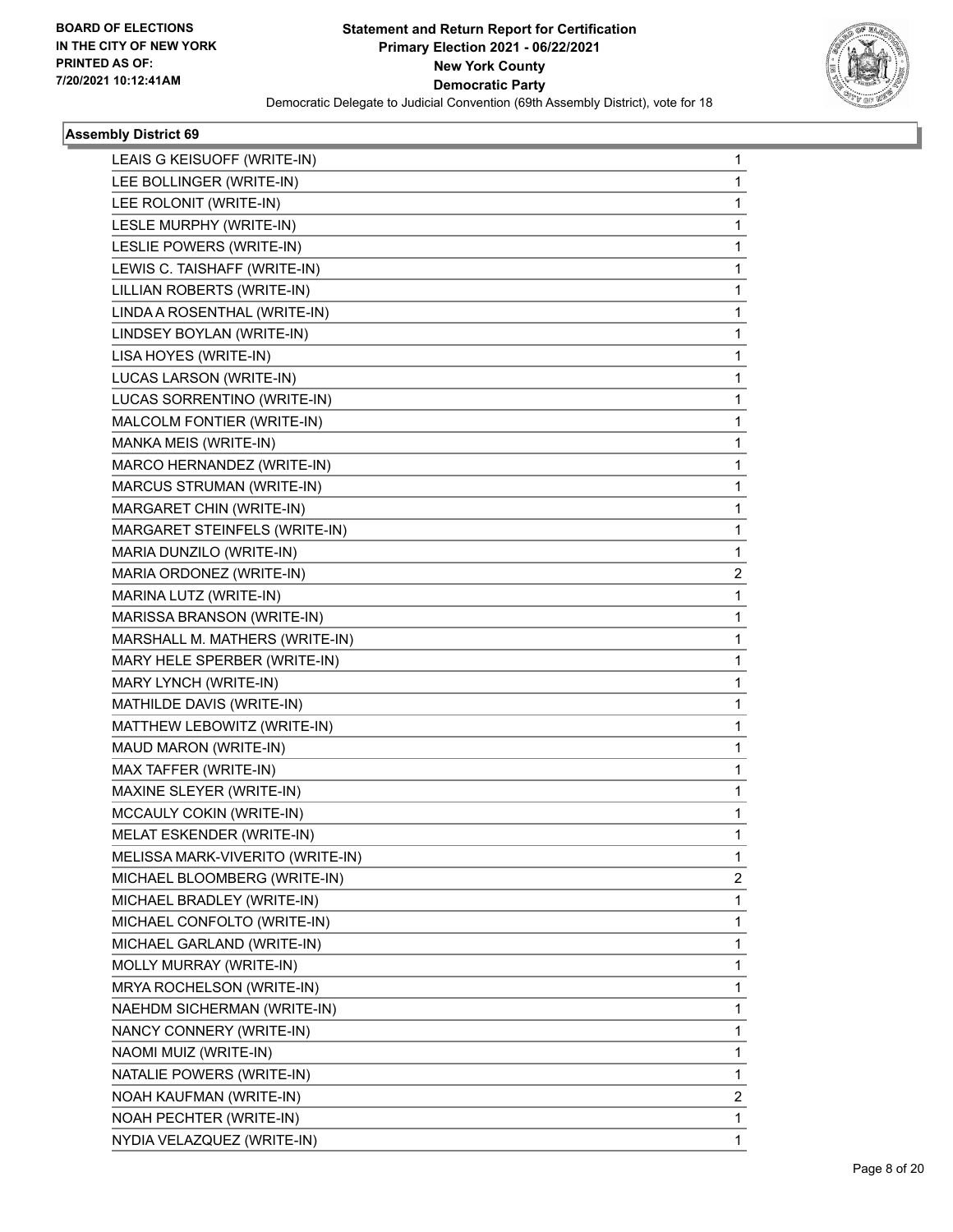**BOARD OF ELECTIONS IN THE CITY OF NEW YORK PRINTED AS OF: 7/20/2021 10:12:41AM**

**Statement and Return Report for Certification Primary Election 2021 - 06/22/2021 New York County Democratic Party**

Democratic Delegate to Judicial Convention (69th Assembly District), vote for 18

### Assembly District 69

| | |
|---|---|
| LEAIS G KEISUOFF (WRITE-IN) | 1 |
| LEE BOLLINGER (WRITE-IN) | 1 |
| LEE ROLONIT (WRITE-IN) | 1 |
| LESLE MURPHY (WRITE-IN) | 1 |
| LESLIE POWERS (WRITE-IN) | 1 |
| LEWIS C. TAISHAFF (WRITE-IN) | 1 |
| LILLIAN ROBERTS (WRITE-IN) | 1 |
| LINDA A ROSENTHAL (WRITE-IN) | 1 |
| LINDSEY BOYLAN (WRITE-IN) | 1 |
| LISA HOYES (WRITE-IN) | 1 |
| LUCAS LARSON (WRITE-IN) | 1 |
| LUCAS SORRENTINO (WRITE-IN) | 1 |
| MALCOLM FONTIER (WRITE-IN) | 1 |
| MANKA MEIS (WRITE-IN) | 1 |
| MARCO HERNANDEZ (WRITE-IN) | 1 |
| MARCUS STRUMAN (WRITE-IN) | 1 |
| MARGARET CHIN (WRITE-IN) | 1 |
| MARGARET STEINFELS (WRITE-IN) | 1 |
| MARIA DUNZILO (WRITE-IN) | 1 |
| MARIA ORDONEZ (WRITE-IN) | 2 |
| MARINA LUTZ (WRITE-IN) | 1 |
| MARISSA BRANSON (WRITE-IN) | 1 |
| MARSHALL M. MATHERS (WRITE-IN) | 1 |
| MARY HELE SPERBER (WRITE-IN) | 1 |
| MARY LYNCH (WRITE-IN) | 1 |
| MATHILDE DAVIS (WRITE-IN) | 1 |
| MATTHEW LEBOWITZ (WRITE-IN) | 1 |
| MAUD MARON (WRITE-IN) | 1 |
| MAX TAFFER (WRITE-IN) | 1 |
| MAXINE SLEYER (WRITE-IN) | 1 |
| MCCAULY COKIN (WRITE-IN) | 1 |
| MELAT ESKENDER (WRITE-IN) | 1 |
| MELISSA MARK-VIVERITO (WRITE-IN) | 1 |
| MICHAEL BLOOMBERG (WRITE-IN) | 2 |
| MICHAEL BRADLEY (WRITE-IN) | 1 |
| MICHAEL CONFOLTO (WRITE-IN) | 1 |
| MICHAEL GARLAND (WRITE-IN) | 1 |
| MOLLY MURRAY (WRITE-IN) | 1 |
| MRYA ROCHELSON (WRITE-IN) | 1 |
| NAEHDM SICHERMAN (WRITE-IN) | 1 |
| NANCY CONNERY (WRITE-IN) | 1 |
| NAOMI MUIZ (WRITE-IN) | 1 |
| NATALIE POWERS (WRITE-IN) | 1 |
| NOAH KAUFMAN (WRITE-IN) | 2 |
| NOAH PECHTER (WRITE-IN) | 1 |
| NYDIA VELAZQUEZ (WRITE-IN) | 1 |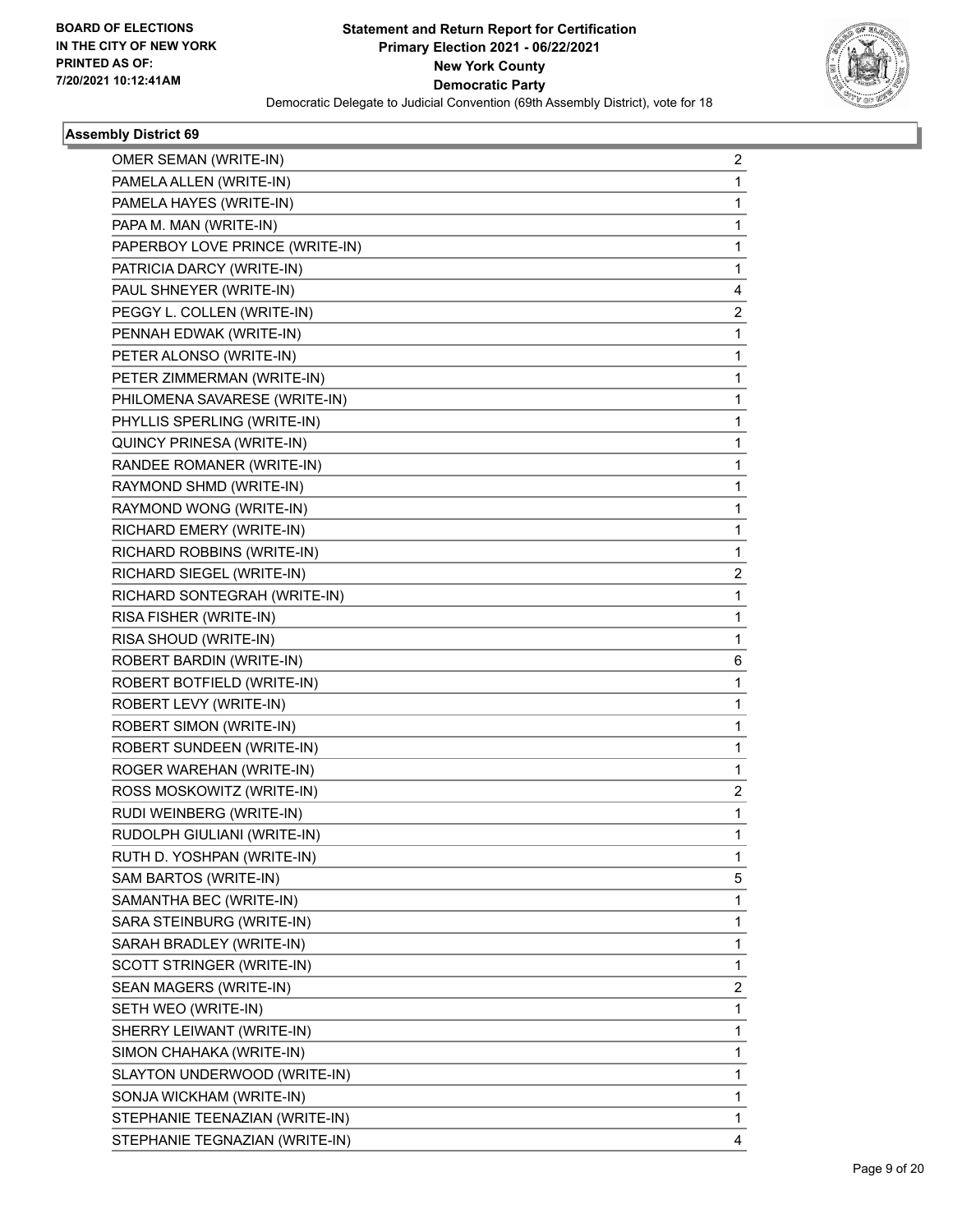**BOARD OF ELECTIONS IN THE CITY OF NEW YORK PRINTED AS OF: 7/20/2021 10:12:41AM**

**Statement and Return Report for Certification Primary Election 2021 - 06/22/2021 New York County Democratic Party**

Democratic Delegate to Judicial Convention (69th Assembly District), vote for 18

### Assembly District 69

| | |
|---|---|
| OMER SEMAN (WRITE-IN) | 2 |
| PAMELA ALLEN (WRITE-IN) | 1 |
| PAMELA HAYES (WRITE-IN) | 1 |
| PAPA M. MAN (WRITE-IN) | 1 |
| PAPERBOY LOVE PRINCE (WRITE-IN) | 1 |
| PATRICIA DARCY (WRITE-IN) | 1 |
| PAUL SHNEYER (WRITE-IN) | 4 |
| PEGGY L. COLLEN (WRITE-IN) | 2 |
| PENNAH EDWAK (WRITE-IN) | 1 |
| PETER ALONSO (WRITE-IN) | 1 |
| PETER ZIMMERMAN (WRITE-IN) | 1 |
| PHILOMENA SAVARESE (WRITE-IN) | 1 |
| PHYLLIS SPERLING (WRITE-IN) | 1 |
| QUINCY PRINESA (WRITE-IN) | 1 |
| RANDEE ROMANER (WRITE-IN) | 1 |
| RAYMOND SHMD (WRITE-IN) | 1 |
| RAYMOND WONG (WRITE-IN) | 1 |
| RICHARD EMERY (WRITE-IN) | 1 |
| RICHARD ROBBINS (WRITE-IN) | 1 |
| RICHARD SIEGEL (WRITE-IN) | 2 |
| RICHARD SONTEGRAH (WRITE-IN) | 1 |
| RISA FISHER (WRITE-IN) | 1 |
| RISA SHOUD (WRITE-IN) | 1 |
| ROBERT BARDIN (WRITE-IN) | 6 |
| ROBERT BOTFIELD (WRITE-IN) | 1 |
| ROBERT LEVY (WRITE-IN) | 1 |
| ROBERT SIMON (WRITE-IN) | 1 |
| ROBERT SUNDEEN (WRITE-IN) | 1 |
| ROGER WAREHAN (WRITE-IN) | 1 |
| ROSS MOSKOWITZ (WRITE-IN) | 2 |
| RUDI WEINBERG (WRITE-IN) | 1 |
| RUDOLPH GIULIANI (WRITE-IN) | 1 |
| RUTH D. YOSHPAN (WRITE-IN) | 1 |
| SAM BARTOS (WRITE-IN) | 5 |
| SAMANTHA BEC (WRITE-IN) | 1 |
| SARA STEINBURG (WRITE-IN) | 1 |
| SARAH BRADLEY (WRITE-IN) | 1 |
| SCOTT STRINGER (WRITE-IN) | 1 |
| SEAN MAGERS (WRITE-IN) | 2 |
| SETH WEO (WRITE-IN) | 1 |
| SHERRY LEIWANT (WRITE-IN) | 1 |
| SIMON CHAHAKA (WRITE-IN) | 1 |
| SLAYTON UNDERWOOD (WRITE-IN) | 1 |
| SONJA WICKHAM (WRITE-IN) | 1 |
| STEPHANIE TEENAZIAN (WRITE-IN) | 1 |
| STEPHANIE TEGNAZIAN (WRITE-IN) | 4 |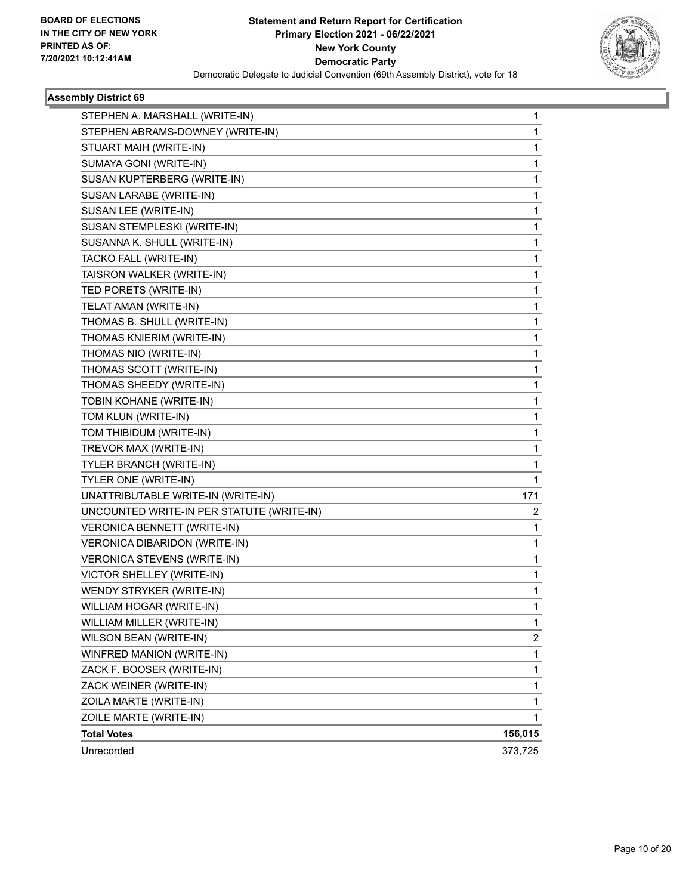BOARD OF ELECTIONS
IN THE CITY OF NEW YORK
PRINTED AS OF:
7/20/2021 10:12:41AM

**Statement and Return Report for Certification**
**Primary Election 2021 - 06/22/2021**
**New York County**
**Democratic Party**
Democratic Delegate to Judicial Convention (69th Assembly District), vote for 18

### Assembly District 69

| | |
|---|---|
| STEPHEN A. MARSHALL (WRITE-IN) | 1 |
| STEPHEN ABRAMS-DOWNEY (WRITE-IN) | 1 |
| STUART MAIH (WRITE-IN) | 1 |
| SUMAYA GONI (WRITE-IN) | 1 |
| SUSAN KUPTERBERG (WRITE-IN) | 1 |
| SUSAN LARABE (WRITE-IN) | 1 |
| SUSAN LEE (WRITE-IN) | 1 |
| SUSAN STEMPLESKI (WRITE-IN) | 1 |
| SUSANNA K. SHULL (WRITE-IN) | 1 |
| TACKO FALL (WRITE-IN) | 1 |
| TAISRON WALKER (WRITE-IN) | 1 |
| TED PORETS (WRITE-IN) | 1 |
| TELAT AMAN (WRITE-IN) | 1 |
| THOMAS B. SHULL (WRITE-IN) | 1 |
| THOMAS KNIERIM (WRITE-IN) | 1 |
| THOMAS NIO (WRITE-IN) | 1 |
| THOMAS SCOTT (WRITE-IN) | 1 |
| THOMAS SHEEDY (WRITE-IN) | 1 |
| TOBIN KOHANE (WRITE-IN) | 1 |
| TOM KLUN (WRITE-IN) | 1 |
| TOM THIBIDUM (WRITE-IN) | 1 |
| TREVOR MAX (WRITE-IN) | 1 |
| TYLER BRANCH (WRITE-IN) | 1 |
| TYLER ONE (WRITE-IN) | 1 |
| UNATTRIBUTABLE WRITE-IN (WRITE-IN) | 171 |
| UNCOUNTED WRITE-IN PER STATUTE (WRITE-IN) | 2 |
| VERONICA BENNETT (WRITE-IN) | 1 |
| VERONICA DIBARIDON (WRITE-IN) | 1 |
| VERONICA STEVENS (WRITE-IN) | 1 |
| VICTOR SHELLEY (WRITE-IN) | 1 |
| WENDY STRYKER (WRITE-IN) | 1 |
| WILLIAM HOGAR (WRITE-IN) | 1 |
| WILLIAM MILLER (WRITE-IN) | 1 |
| WILSON BEAN (WRITE-IN) | 2 |
| WINFRED MANION (WRITE-IN) | 1 |
| ZACK F. BOOSER (WRITE-IN) | 1 |
| ZACK WEINER (WRITE-IN) | 1 |
| ZOILA MARTE (WRITE-IN) | 1 |
| ZOILE MARTE (WRITE-IN) | 1 |
| **Total Votes** | **156,015** |
| Unrecorded | 373,725 |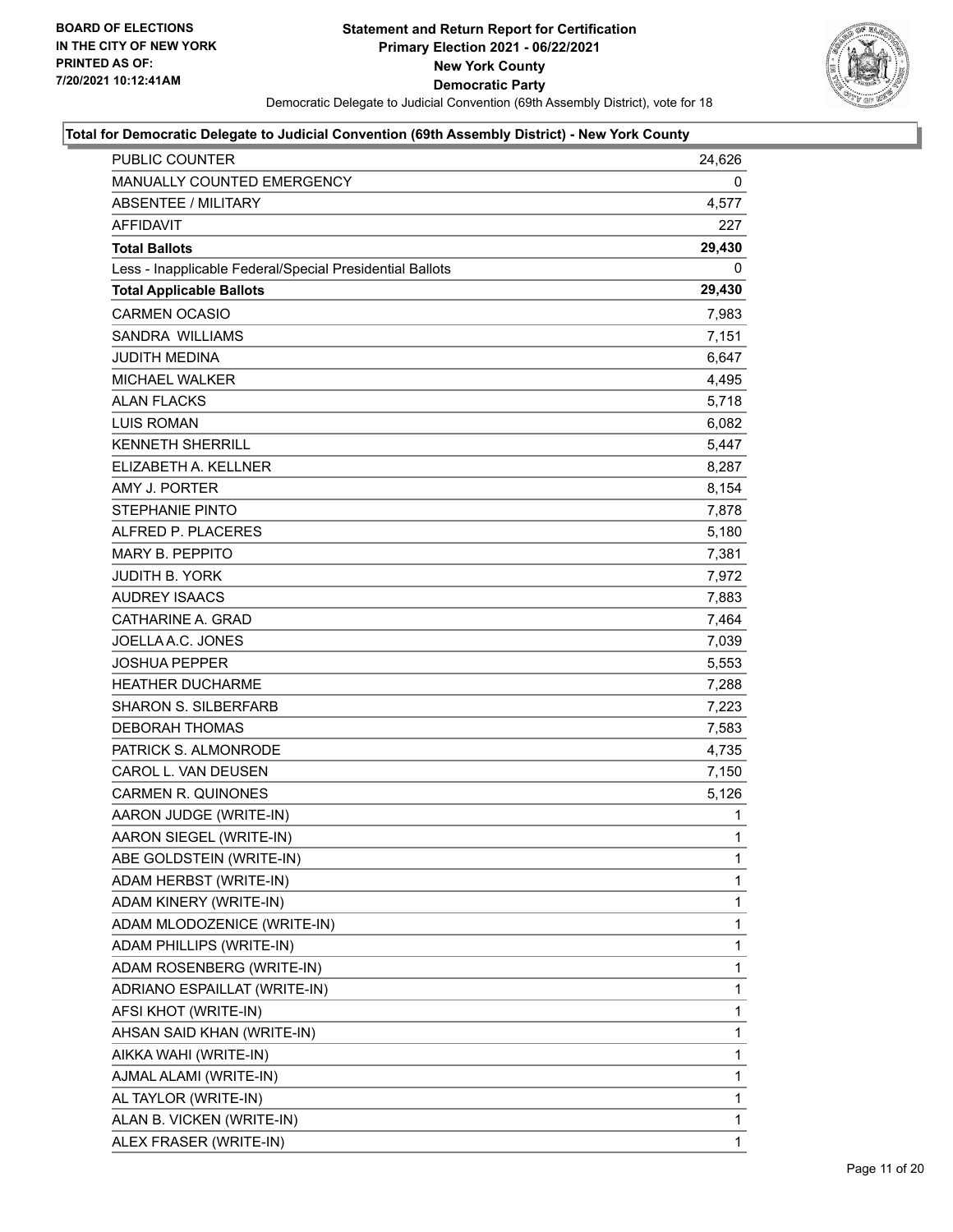**BOARD OF ELECTIONS IN THE CITY OF NEW YORK PRINTED AS OF: 7/20/2021 10:12:41AM**

# Statement and Return Report for Certification
## Primary Election 2021 - 06/22/2021
## New York County
## Democratic Party

Democratic Delegate to Judicial Convention (69th Assembly District), vote for 18

### Total for Democratic Delegate to Judicial Convention (69th Assembly District) - New York County

| | |
|---|---|
| PUBLIC COUNTER | 24,626 |
| MANUALLY COUNTED EMERGENCY | 0 |
| ABSENTEE / MILITARY | 4,577 |
| AFFIDAVIT | 227 |
| **Total Ballots** | **29,430** |
| Less - Inapplicable Federal/Special Presidential Ballots | 0 |
| **Total Applicable Ballots** | **29,430** |
| CARMEN OCASIO | 7,983 |
| SANDRA WILLIAMS | 7,151 |
| JUDITH MEDINA | 6,647 |
| MICHAEL WALKER | 4,495 |
| ALAN FLACKS | 5,718 |
| LUIS ROMAN | 6,082 |
| KENNETH SHERRILL | 5,447 |
| ELIZABETH A. KELLNER | 8,287 |
| AMY J. PORTER | 8,154 |
| STEPHANIE PINTO | 7,878 |
| ALFRED P. PLACERES | 5,180 |
| MARY B. PEPPITO | 7,381 |
| JUDITH B. YORK | 7,972 |
| AUDREY ISAACS | 7,883 |
| CATHARINE A. GRAD | 7,464 |
| JOELLA A.C. JONES | 7,039 |
| JOSHUA PEPPER | 5,553 |
| HEATHER DUCHARME | 7,288 |
| SHARON S. SILBERFARB | 7,223 |
| DEBORAH THOMAS | 7,583 |
| PATRICK S. ALMONRODE | 4,735 |
| CAROL L. VAN DEUSEN | 7,150 |
| CARMEN R. QUINONES | 5,126 |
| AARON JUDGE (WRITE-IN) | 1 |
| AARON SIEGEL (WRITE-IN) | 1 |
| ABE GOLDSTEIN (WRITE-IN) | 1 |
| ADAM HERBST (WRITE-IN) | 1 |
| ADAM KINERY (WRITE-IN) | 1 |
| ADAM MLODOZENICE (WRITE-IN) | 1 |
| ADAM PHILLIPS (WRITE-IN) | 1 |
| ADAM ROSENBERG (WRITE-IN) | 1 |
| ADRIANO ESPAILLAT (WRITE-IN) | 1 |
| AFSI KHOT (WRITE-IN) | 1 |
| AHSAN SAID KHAN (WRITE-IN) | 1 |
| AIKKA WAHI (WRITE-IN) | 1 |
| AJMAL ALAMI (WRITE-IN) | 1 |
| AL TAYLOR (WRITE-IN) | 1 |
| ALAN B. VICKEN (WRITE-IN) | 1 |
| ALEX FRASER (WRITE-IN) | 1 |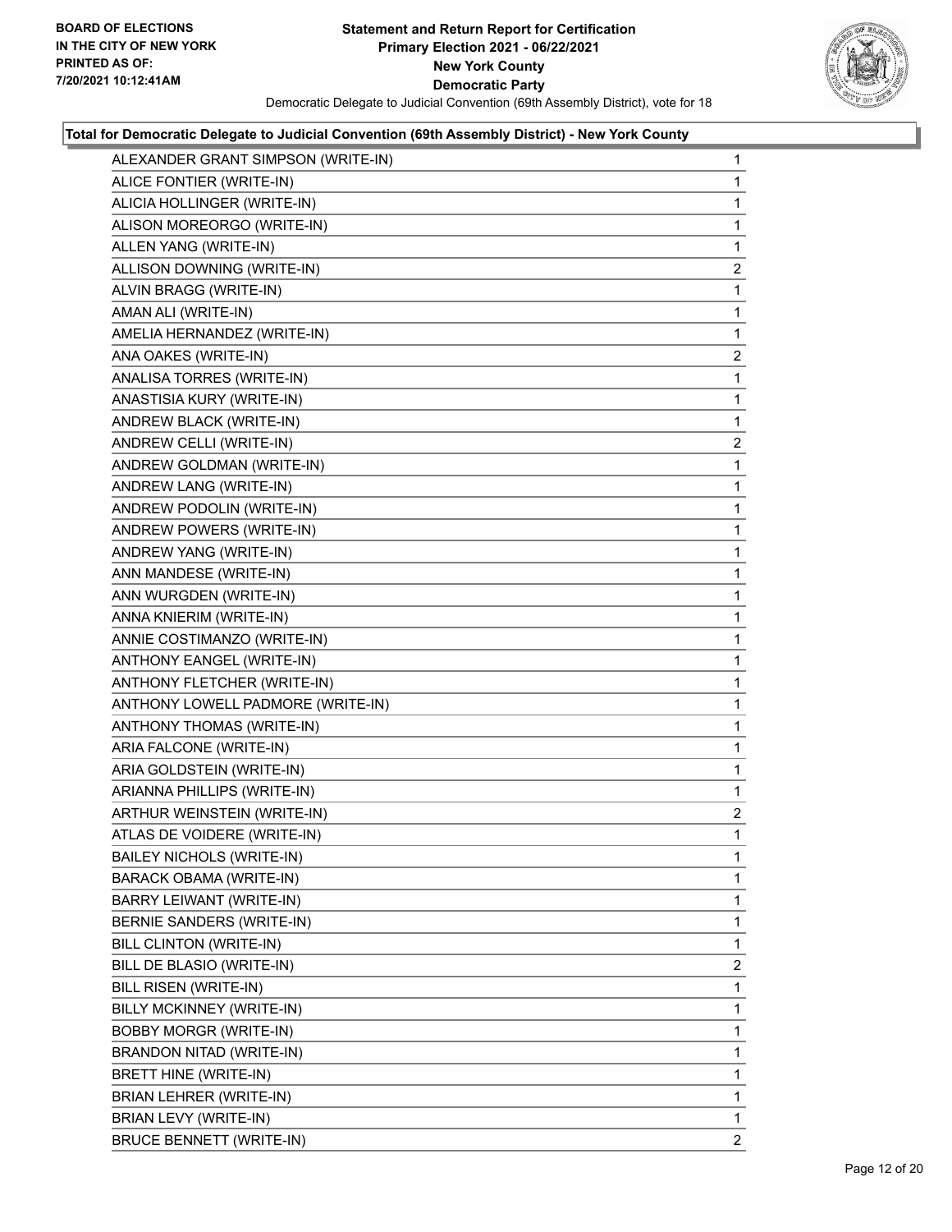**Statement and Return Report for Certification**
**Primary Election 2021 - 06/22/2021**
**New York County**
**Democratic Party**

BOARD OF ELECTIONS IN THE CITY OF NEW YORK PRINTED AS OF: 7/20/2021 10:12:41AM

Democratic Delegate to Judicial Convention (69th Assembly District), vote for 18

### Total for Democratic Delegate to Judicial Convention (69th Assembly District) - New York County

| Candidate | Votes |
|---|---|
| ALEXANDER GRANT SIMPSON (WRITE-IN) | 1 |
| ALICE FONTIER (WRITE-IN) | 1 |
| ALICIA HOLLINGER (WRITE-IN) | 1 |
| ALISON MOREORGO (WRITE-IN) | 1 |
| ALLEN YANG (WRITE-IN) | 1 |
| ALLISON DOWNING (WRITE-IN) | 2 |
| ALVIN BRAGG (WRITE-IN) | 1 |
| AMAN ALI (WRITE-IN) | 1 |
| AMELIA HERNANDEZ (WRITE-IN) | 1 |
| ANA OAKES (WRITE-IN) | 2 |
| ANALISA TORRES (WRITE-IN) | 1 |
| ANASTISIA KURY (WRITE-IN) | 1 |
| ANDREW BLACK (WRITE-IN) | 1 |
| ANDREW CELLI (WRITE-IN) | 2 |
| ANDREW GOLDMAN (WRITE-IN) | 1 |
| ANDREW LANG (WRITE-IN) | 1 |
| ANDREW PODOLIN (WRITE-IN) | 1 |
| ANDREW POWERS (WRITE-IN) | 1 |
| ANDREW YANG (WRITE-IN) | 1 |
| ANN MANDESE (WRITE-IN) | 1 |
| ANN WURGDEN (WRITE-IN) | 1 |
| ANNA KNIERIM (WRITE-IN) | 1 |
| ANNIE COSTIMANZO (WRITE-IN) | 1 |
| ANTHONY EANGEL (WRITE-IN) | 1 |
| ANTHONY FLETCHER (WRITE-IN) | 1 |
| ANTHONY LOWELL PADMORE (WRITE-IN) | 1 |
| ANTHONY THOMAS (WRITE-IN) | 1 |
| ARIA FALCONE (WRITE-IN) | 1 |
| ARIA GOLDSTEIN (WRITE-IN) | 1 |
| ARIANNA PHILLIPS (WRITE-IN) | 1 |
| ARTHUR WEINSTEIN (WRITE-IN) | 2 |
| ATLAS DE VOIDERE (WRITE-IN) | 1 |
| BAILEY NICHOLS (WRITE-IN) | 1 |
| BARACK OBAMA (WRITE-IN) | 1 |
| BARRY LEIWANT (WRITE-IN) | 1 |
| BERNIE SANDERS (WRITE-IN) | 1 |
| BILL CLINTON (WRITE-IN) | 1 |
| BILL DE BLASIO (WRITE-IN) | 2 |
| BILL RISEN (WRITE-IN) | 1 |
| BILLY MCKINNEY (WRITE-IN) | 1 |
| BOBBY MORGR (WRITE-IN) | 1 |
| BRANDON NITAD (WRITE-IN) | 1 |
| BRETT HINE (WRITE-IN) | 1 |
| BRIAN LEHRER (WRITE-IN) | 1 |
| BRIAN LEVY (WRITE-IN) | 1 |
| BRUCE BENNETT (WRITE-IN) | 2 |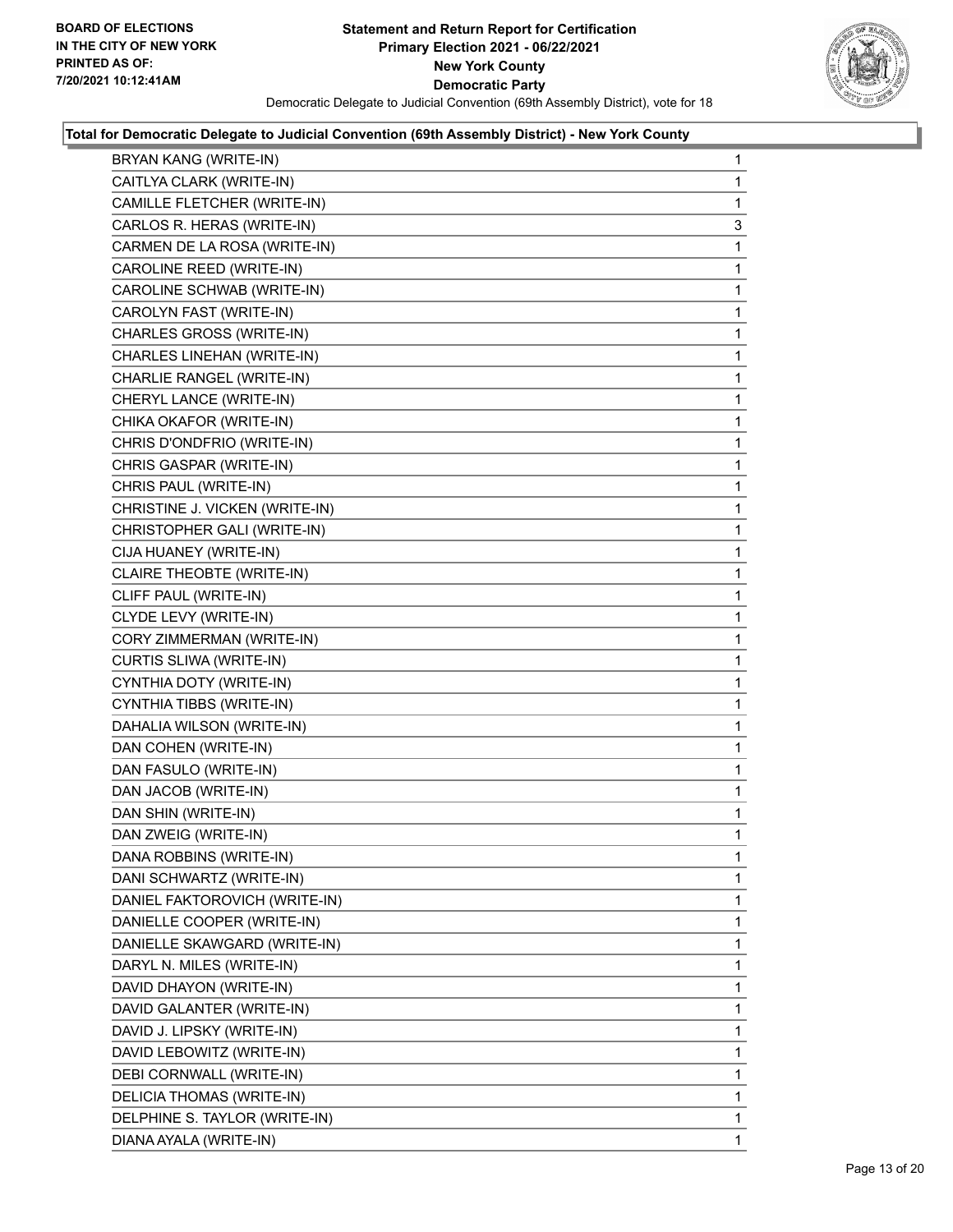**Total for Democratic Delegate to Judicial Convention (69th Assembly District) - New York County**

| Candidate | Votes |
|---|---|
| BRYAN KANG (WRITE-IN) | 1 |
| CAITLYA CLARK (WRITE-IN) | 1 |
| CAMILLE FLETCHER (WRITE-IN) | 1 |
| CARLOS R. HERAS (WRITE-IN) | 3 |
| CARMEN DE LA ROSA (WRITE-IN) | 1 |
| CAROLINE REED (WRITE-IN) | 1 |
| CAROLINE SCHWAB (WRITE-IN) | 1 |
| CAROLYN FAST (WRITE-IN) | 1 |
| CHARLES GROSS (WRITE-IN) | 1 |
| CHARLES LINEHAN (WRITE-IN) | 1 |
| CHARLIE RANGEL (WRITE-IN) | 1 |
| CHERYL LANCE (WRITE-IN) | 1 |
| CHIKA OKAFOR (WRITE-IN) | 1 |
| CHRIS D'ONDFRIO (WRITE-IN) | 1 |
| CHRIS GASPAR (WRITE-IN) | 1 |
| CHRIS PAUL (WRITE-IN) | 1 |
| CHRISTINE J. VICKEN (WRITE-IN) | 1 |
| CHRISTOPHER GALI (WRITE-IN) | 1 |
| CIJA HUANEY (WRITE-IN) | 1 |
| CLAIRE THEOBTE (WRITE-IN) | 1 |
| CLIFF PAUL (WRITE-IN) | 1 |
| CLYDE LEVY (WRITE-IN) | 1 |
| CORY ZIMMERMAN (WRITE-IN) | 1 |
| CURTIS SLIWA (WRITE-IN) | 1 |
| CYNTHIA DOTY (WRITE-IN) | 1 |
| CYNTHIA TIBBS (WRITE-IN) | 1 |
| DAHALIA WILSON (WRITE-IN) | 1 |
| DAN COHEN (WRITE-IN) | 1 |
| DAN FASULO (WRITE-IN) | 1 |
| DAN JACOB (WRITE-IN) | 1 |
| DAN SHIN (WRITE-IN) | 1 |
| DAN ZWEIG (WRITE-IN) | 1 |
| DANA ROBBINS (WRITE-IN) | 1 |
| DANI SCHWARTZ (WRITE-IN) | 1 |
| DANIEL FAKTOROVICH (WRITE-IN) | 1 |
| DANIELLE COOPER (WRITE-IN) | 1 |
| DANIELLE SKAWGARD (WRITE-IN) | 1 |
| DARYL N. MILES (WRITE-IN) | 1 |
| DAVID DHAYON (WRITE-IN) | 1 |
| DAVID GALANTER (WRITE-IN) | 1 |
| DAVID J. LIPSKY (WRITE-IN) | 1 |
| DAVID LEBOWITZ (WRITE-IN) | 1 |
| DEBI CORNWALL (WRITE-IN) | 1 |
| DELICIA THOMAS (WRITE-IN) | 1 |
| DELPHINE S. TAYLOR (WRITE-IN) | 1 |
| DIANA AYALA (WRITE-IN) | 1 |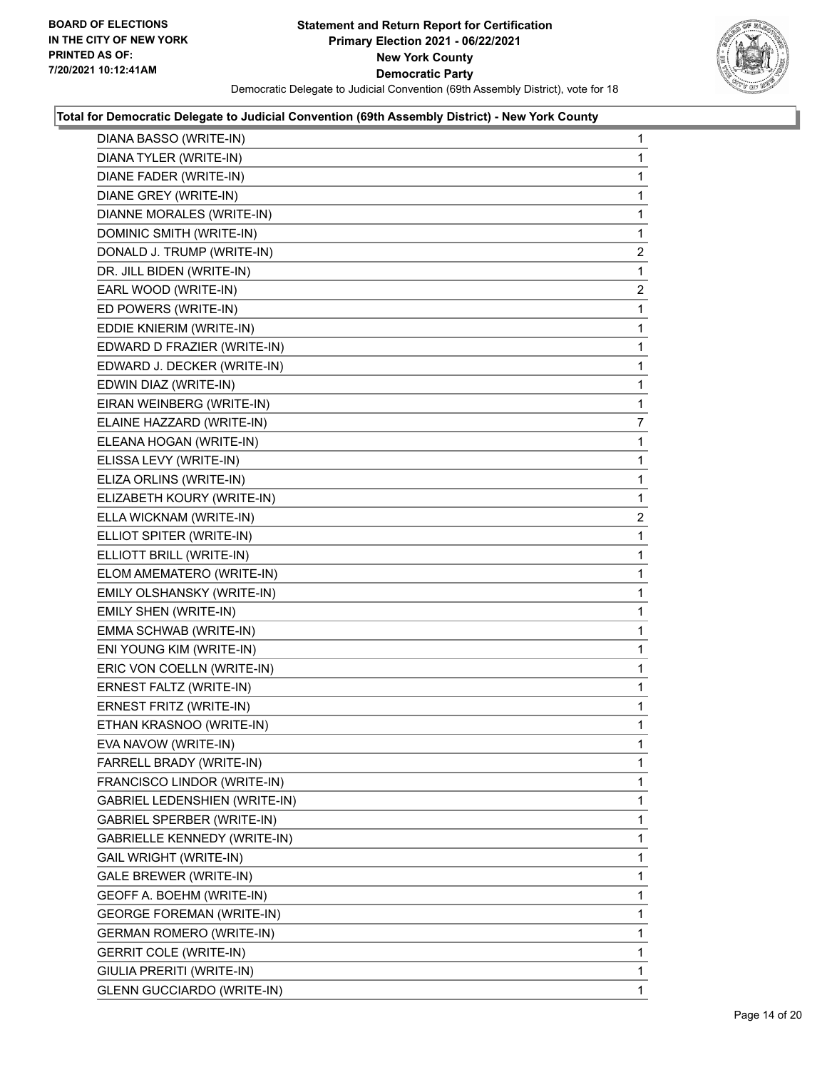**BOARD OF ELECTIONS IN THE CITY OF NEW YORK PRINTED AS OF: 7/20/2021 10:12:41AM**

**Statement and Return Report for Certification**
**Primary Election 2021 - 06/22/2021**
**New York County**
**Democratic Party**
Democratic Delegate to Judicial Convention (69th Assembly District), vote for 18

**Total for Democratic Delegate to Judicial Convention (69th Assembly District) - New York County**

| | |
|---|---|
| DIANA BASSO (WRITE-IN) | 1 |
| DIANA TYLER (WRITE-IN) | 1 |
| DIANE FADER (WRITE-IN) | 1 |
| DIANE GREY (WRITE-IN) | 1 |
| DIANNE MORALES (WRITE-IN) | 1 |
| DOMINIC SMITH (WRITE-IN) | 1 |
| DONALD J. TRUMP (WRITE-IN) | 2 |
| DR. JILL BIDEN (WRITE-IN) | 1 |
| EARL WOOD (WRITE-IN) | 2 |
| ED POWERS (WRITE-IN) | 1 |
| EDDIE KNIERIM (WRITE-IN) | 1 |
| EDWARD D FRAZIER (WRITE-IN) | 1 |
| EDWARD J. DECKER (WRITE-IN) | 1 |
| EDWIN DIAZ (WRITE-IN) | 1 |
| EIRAN WEINBERG (WRITE-IN) | 1 |
| ELAINE HAZZARD (WRITE-IN) | 7 |
| ELEANA HOGAN (WRITE-IN) | 1 |
| ELISSA LEVY (WRITE-IN) | 1 |
| ELIZA ORLINS (WRITE-IN) | 1 |
| ELIZABETH KOURY (WRITE-IN) | 1 |
| ELLA WICKNAM (WRITE-IN) | 2 |
| ELLIOT SPITER (WRITE-IN) | 1 |
| ELLIOTT BRILL (WRITE-IN) | 1 |
| ELOM AMEMATERO (WRITE-IN) | 1 |
| EMILY OLSHANSKY (WRITE-IN) | 1 |
| EMILY SHEN (WRITE-IN) | 1 |
| EMMA SCHWAB (WRITE-IN) | 1 |
| ENI YOUNG KIM (WRITE-IN) | 1 |
| ERIC VON COELLN (WRITE-IN) | 1 |
| ERNEST FALTZ (WRITE-IN) | 1 |
| ERNEST FRITZ (WRITE-IN) | 1 |
| ETHAN KRASNOO (WRITE-IN) | 1 |
| EVA NAVOW (WRITE-IN) | 1 |
| FARRELL BRADY (WRITE-IN) | 1 |
| FRANCISCO LINDOR (WRITE-IN) | 1 |
| GABRIEL LEDENSHIEN (WRITE-IN) | 1 |
| GABRIEL SPERBER (WRITE-IN) | 1 |
| GABRIELLE KENNEDY (WRITE-IN) | 1 |
| GAIL WRIGHT (WRITE-IN) | 1 |
| GALE BREWER (WRITE-IN) | 1 |
| GEOFF A. BOEHM (WRITE-IN) | 1 |
| GEORGE FOREMAN (WRITE-IN) | 1 |
| GERMAN ROMERO (WRITE-IN) | 1 |
| GERRIT COLE (WRITE-IN) | 1 |
| GIULIA PRERITI (WRITE-IN) | 1 |
| GLENN GUCCIARDO (WRITE-IN) | 1 |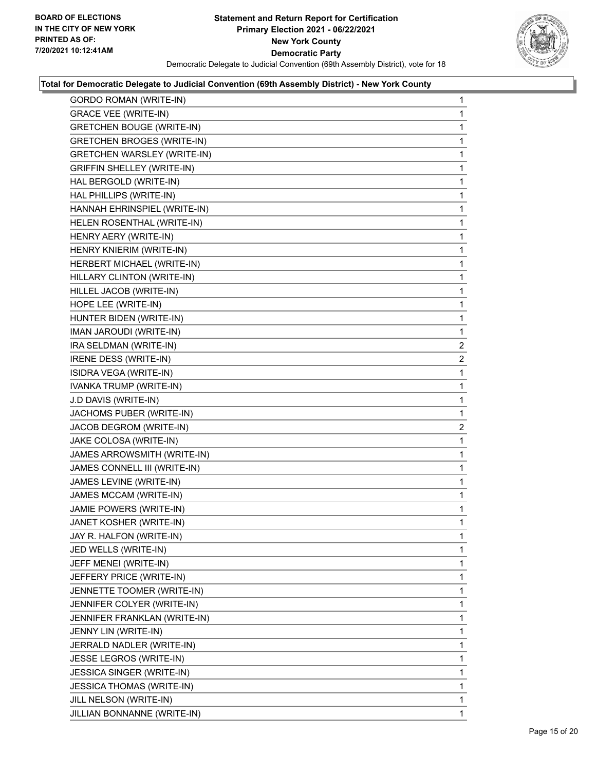BOARD OF ELECTIONS
IN THE CITY OF NEW YORK
PRINTED AS OF:
7/20/2021 10:12:41AM

**Statement and Return Report for Certification**
**Primary Election 2021 - 06/22/2021**
**New York County**
**Democratic Party**
Democratic Delegate to Judicial Convention (69th Assembly District), vote for 18

**Total for Democratic Delegate to Judicial Convention (69th Assembly District) - New York County**

| | |
|---|---|
| GORDO ROMAN (WRITE-IN) | 1 |
| GRACE VEE (WRITE-IN) | 1 |
| GRETCHEN BOUGE (WRITE-IN) | 1 |
| GRETCHEN BROGES (WRITE-IN) | 1 |
| GRETCHEN WARSLEY (WRITE-IN) | 1 |
| GRIFFIN SHELLEY (WRITE-IN) | 1 |
| HAL BERGOLD (WRITE-IN) | 1 |
| HAL PHILLIPS (WRITE-IN) | 1 |
| HANNAH EHRINSPIEL (WRITE-IN) | 1 |
| HELEN ROSENTHAL (WRITE-IN) | 1 |
| HENRY AERY (WRITE-IN) | 1 |
| HENRY KNIERIM (WRITE-IN) | 1 |
| HERBERT MICHAEL (WRITE-IN) | 1 |
| HILLARY CLINTON (WRITE-IN) | 1 |
| HILLEL JACOB (WRITE-IN) | 1 |
| HOPE LEE (WRITE-IN) | 1 |
| HUNTER BIDEN (WRITE-IN) | 1 |
| IMAN JAROUDI (WRITE-IN) | 1 |
| IRA SELDMAN (WRITE-IN) | 2 |
| IRENE DESS (WRITE-IN) | 2 |
| ISIDRA VEGA (WRITE-IN) | 1 |
| IVANKA TRUMP (WRITE-IN) | 1 |
| J.D DAVIS (WRITE-IN) | 1 |
| JACHOMS PUBER (WRITE-IN) | 1 |
| JACOB DEGROM (WRITE-IN) | 2 |
| JAKE COLOSA (WRITE-IN) | 1 |
| JAMES ARROWSMITH (WRITE-IN) | 1 |
| JAMES CONNELL III (WRITE-IN) | 1 |
| JAMES LEVINE (WRITE-IN) | 1 |
| JAMES MCCAM (WRITE-IN) | 1 |
| JAMIE POWERS (WRITE-IN) | 1 |
| JANET KOSHER (WRITE-IN) | 1 |
| JAY R. HALFON (WRITE-IN) | 1 |
| JED WELLS (WRITE-IN) | 1 |
| JEFF MENEI (WRITE-IN) | 1 |
| JEFFERY PRICE (WRITE-IN) | 1 |
| JENNETTE TOOMER (WRITE-IN) | 1 |
| JENNIFER COLYER (WRITE-IN) | 1 |
| JENNIFER FRANKLAN (WRITE-IN) | 1 |
| JENNY LIN (WRITE-IN) | 1 |
| JERRALD NADLER (WRITE-IN) | 1 |
| JESSE LEGROS (WRITE-IN) | 1 |
| JESSICA SINGER (WRITE-IN) | 1 |
| JESSICA THOMAS (WRITE-IN) | 1 |
| JILL NELSON (WRITE-IN) | 1 |
| JILLIAN BONNANNE (WRITE-IN) | 1 |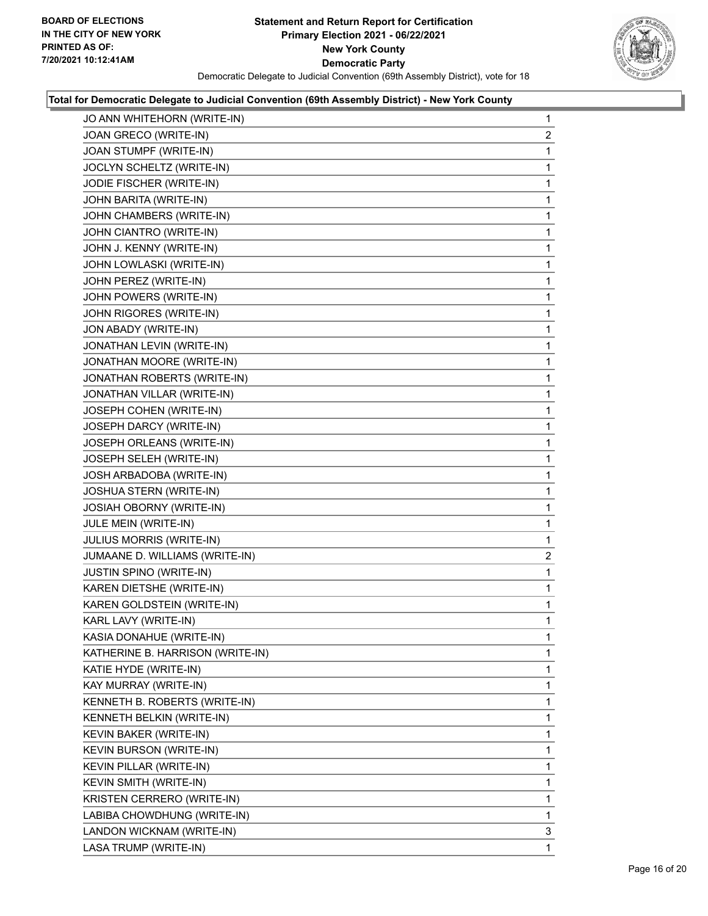**BOARD OF ELECTIONS IN THE CITY OF NEW YORK PRINTED AS OF: 7/20/2021 10:12:41AM**

**Statement and Return Report for Certification Primary Election 2021 - 06/22/2021 New York County Democratic Party**

Democratic Delegate to Judicial Convention (69th Assembly District), vote for 18

**Total for Democratic Delegate to Judicial Convention (69th Assembly District) - New York County**

| | |
|---|---|
| JO ANN WHITEHORN (WRITE-IN) | 1 |
| JOAN GRECO (WRITE-IN) | 2 |
| JOAN STUMPF (WRITE-IN) | 1 |
| JOCLYN SCHELTZ (WRITE-IN) | 1 |
| JODIE FISCHER (WRITE-IN) | 1 |
| JOHN BARITA (WRITE-IN) | 1 |
| JOHN CHAMBERS (WRITE-IN) | 1 |
| JOHN CIANTRO (WRITE-IN) | 1 |
| JOHN J. KENNY (WRITE-IN) | 1 |
| JOHN LOWLASKI (WRITE-IN) | 1 |
| JOHN PEREZ (WRITE-IN) | 1 |
| JOHN POWERS (WRITE-IN) | 1 |
| JOHN RIGORES (WRITE-IN) | 1 |
| JON ABADY (WRITE-IN) | 1 |
| JONATHAN LEVIN (WRITE-IN) | 1 |
| JONATHAN MOORE (WRITE-IN) | 1 |
| JONATHAN ROBERTS (WRITE-IN) | 1 |
| JONATHAN VILLAR (WRITE-IN) | 1 |
| JOSEPH COHEN (WRITE-IN) | 1 |
| JOSEPH DARCY (WRITE-IN) | 1 |
| JOSEPH ORLEANS (WRITE-IN) | 1 |
| JOSEPH SELEH (WRITE-IN) | 1 |
| JOSH ARBADOBA (WRITE-IN) | 1 |
| JOSHUA STERN (WRITE-IN) | 1 |
| JOSIAH OBORNY (WRITE-IN) | 1 |
| JULE MEIN (WRITE-IN) | 1 |
| JULIUS MORRIS (WRITE-IN) | 1 |
| JUMAANE D. WILLIAMS (WRITE-IN) | 2 |
| JUSTIN SPINO (WRITE-IN) | 1 |
| KAREN DIETSHE (WRITE-IN) | 1 |
| KAREN GOLDSTEIN (WRITE-IN) | 1 |
| KARL LAVY (WRITE-IN) | 1 |
| KASIA DONAHUE (WRITE-IN) | 1 |
| KATHERINE B. HARRISON (WRITE-IN) | 1 |
| KATIE HYDE (WRITE-IN) | 1 |
| KAY MURRAY (WRITE-IN) | 1 |
| KENNETH B. ROBERTS (WRITE-IN) | 1 |
| KENNETH BELKIN (WRITE-IN) | 1 |
| KEVIN BAKER (WRITE-IN) | 1 |
| KEVIN BURSON (WRITE-IN) | 1 |
| KEVIN PILLAR (WRITE-IN) | 1 |
| KEVIN SMITH (WRITE-IN) | 1 |
| KRISTEN CERRERO (WRITE-IN) | 1 |
| LABIBA CHOWDHUNG (WRITE-IN) | 1 |
| LANDON WICKNAM (WRITE-IN) | 3 |
| LASA TRUMP (WRITE-IN) | 1 |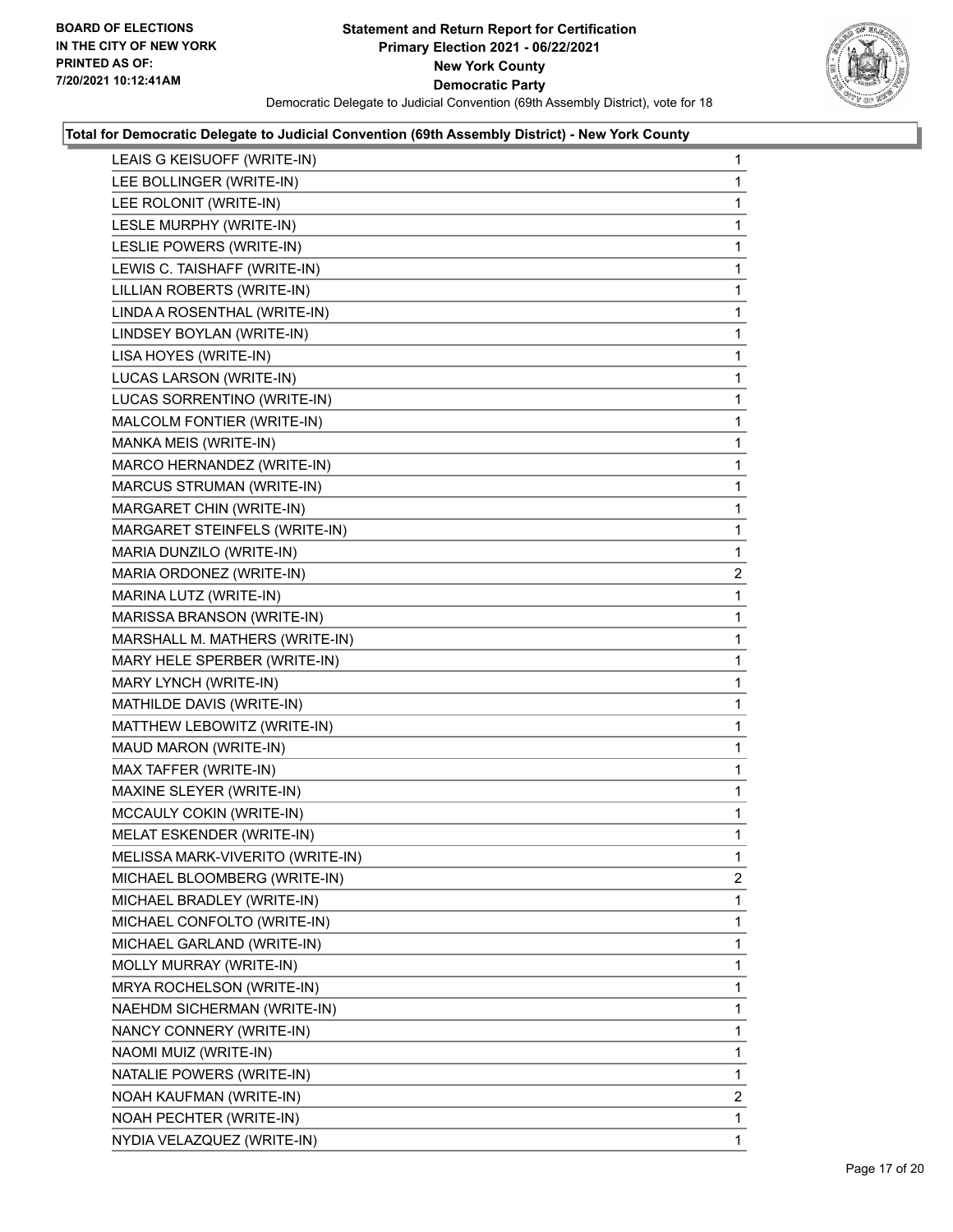**Total for Democratic Delegate to Judicial Convention (69th Assembly District) - New York County**

| Candidate | Votes |
|---|---|
| LEAIS G KEISUOFF (WRITE-IN) | 1 |
| LEE BOLLINGER (WRITE-IN) | 1 |
| LEE ROLONIT (WRITE-IN) | 1 |
| LESLE MURPHY (WRITE-IN) | 1 |
| LESLIE POWERS (WRITE-IN) | 1 |
| LEWIS C. TAISHAFF (WRITE-IN) | 1 |
| LILLIAN ROBERTS (WRITE-IN) | 1 |
| LINDA A ROSENTHAL (WRITE-IN) | 1 |
| LINDSEY BOYLAN (WRITE-IN) | 1 |
| LISA HOYES (WRITE-IN) | 1 |
| LUCAS LARSON (WRITE-IN) | 1 |
| LUCAS SORRENTINO (WRITE-IN) | 1 |
| MALCOLM FONTIER (WRITE-IN) | 1 |
| MANKA MEIS (WRITE-IN) | 1 |
| MARCO HERNANDEZ (WRITE-IN) | 1 |
| MARCUS STRUMAN (WRITE-IN) | 1 |
| MARGARET CHIN (WRITE-IN) | 1 |
| MARGARET STEINFELS (WRITE-IN) | 1 |
| MARIA DUNZILO (WRITE-IN) | 1 |
| MARIA ORDONEZ (WRITE-IN) | 2 |
| MARINA LUTZ (WRITE-IN) | 1 |
| MARISSA BRANSON (WRITE-IN) | 1 |
| MARSHALL M. MATHERS (WRITE-IN) | 1 |
| MARY HELE SPERBER (WRITE-IN) | 1 |
| MARY LYNCH (WRITE-IN) | 1 |
| MATHILDE DAVIS (WRITE-IN) | 1 |
| MATTHEW LEBOWITZ (WRITE-IN) | 1 |
| MAUD MARON (WRITE-IN) | 1 |
| MAX TAFFER (WRITE-IN) | 1 |
| MAXINE SLEYER (WRITE-IN) | 1 |
| MCCAULY COKIN (WRITE-IN) | 1 |
| MELAT ESKENDER (WRITE-IN) | 1 |
| MELISSA MARK-VIVERITO (WRITE-IN) | 1 |
| MICHAEL BLOOMBERG (WRITE-IN) | 2 |
| MICHAEL BRADLEY (WRITE-IN) | 1 |
| MICHAEL CONFOLTO (WRITE-IN) | 1 |
| MICHAEL GARLAND (WRITE-IN) | 1 |
| MOLLY MURRAY (WRITE-IN) | 1 |
| MRYA ROCHELSON (WRITE-IN) | 1 |
| NAEHDM SICHERMAN (WRITE-IN) | 1 |
| NANCY CONNERY (WRITE-IN) | 1 |
| NAOMI MUIZ (WRITE-IN) | 1 |
| NATALIE POWERS (WRITE-IN) | 1 |
| NOAH KAUFMAN (WRITE-IN) | 2 |
| NOAH PECHTER (WRITE-IN) | 1 |
| NYDIA VELAZQUEZ (WRITE-IN) | 1 |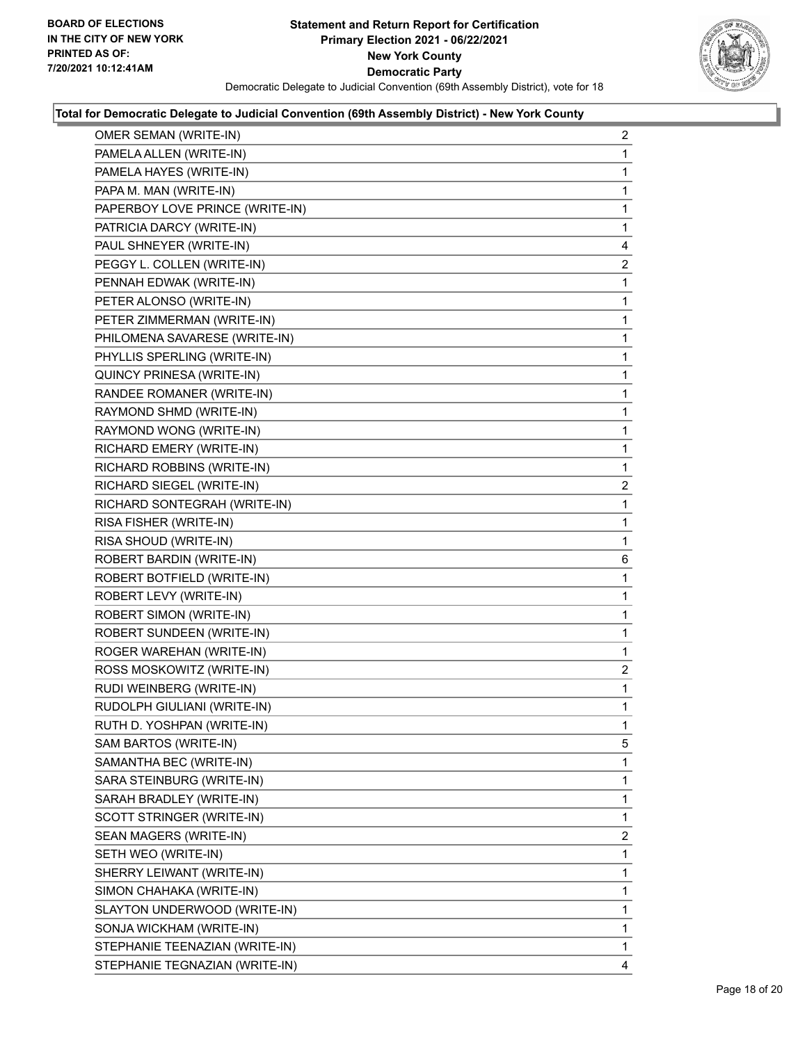**Statement and Return Report for Certification**
**Primary Election 2021 - 06/22/2021**
**New York County**
**Democratic Party**
Democratic Delegate to Judicial Convention (69th Assembly District), vote for 18

BOARD OF ELECTIONS IN THE CITY OF NEW YORK PRINTED AS OF: 7/20/2021 10:12:41AM

### Total for Democratic Delegate to Judicial Convention (69th Assembly District) - New York County

| Candidate | Votes |
|---|---|
| OMER SEMAN (WRITE-IN) | 2 |
| PAMELA ALLEN (WRITE-IN) | 1 |
| PAMELA HAYES (WRITE-IN) | 1 |
| PAPA M. MAN (WRITE-IN) | 1 |
| PAPERBOY LOVE PRINCE (WRITE-IN) | 1 |
| PATRICIA DARCY (WRITE-IN) | 1 |
| PAUL SHNEYER (WRITE-IN) | 4 |
| PEGGY L. COLLEN (WRITE-IN) | 2 |
| PENNAH EDWAK (WRITE-IN) | 1 |
| PETER ALONSO (WRITE-IN) | 1 |
| PETER ZIMMERMAN (WRITE-IN) | 1 |
| PHILOMENA SAVARESE (WRITE-IN) | 1 |
| PHYLLIS SPERLING (WRITE-IN) | 1 |
| QUINCY PRINESA (WRITE-IN) | 1 |
| RANDEE ROMANER (WRITE-IN) | 1 |
| RAYMOND SHMD (WRITE-IN) | 1 |
| RAYMOND WONG (WRITE-IN) | 1 |
| RICHARD EMERY (WRITE-IN) | 1 |
| RICHARD ROBBINS (WRITE-IN) | 1 |
| RICHARD SIEGEL (WRITE-IN) | 2 |
| RICHARD SONTEGRAH (WRITE-IN) | 1 |
| RISA FISHER (WRITE-IN) | 1 |
| RISA SHOUD (WRITE-IN) | 1 |
| ROBERT BARDIN (WRITE-IN) | 6 |
| ROBERT BOTFIELD (WRITE-IN) | 1 |
| ROBERT LEVY (WRITE-IN) | 1 |
| ROBERT SIMON (WRITE-IN) | 1 |
| ROBERT SUNDEEN (WRITE-IN) | 1 |
| ROGER WAREHAN (WRITE-IN) | 1 |
| ROSS MOSKOWITZ (WRITE-IN) | 2 |
| RUDI WEINBERG (WRITE-IN) | 1 |
| RUDOLPH GIULIANI (WRITE-IN) | 1 |
| RUTH D. YOSHPAN (WRITE-IN) | 1 |
| SAM BARTOS (WRITE-IN) | 5 |
| SAMANTHA BEC (WRITE-IN) | 1 |
| SARA STEINBURG (WRITE-IN) | 1 |
| SARAH BRADLEY (WRITE-IN) | 1 |
| SCOTT STRINGER (WRITE-IN) | 1 |
| SEAN MAGERS (WRITE-IN) | 2 |
| SETH WEO (WRITE-IN) | 1 |
| SHERRY LEIWANT (WRITE-IN) | 1 |
| SIMON CHAHAKA (WRITE-IN) | 1 |
| SLAYTON UNDERWOOD (WRITE-IN) | 1 |
| SONJA WICKHAM (WRITE-IN) | 1 |
| STEPHANIE TEENAZIAN (WRITE-IN) | 1 |
| STEPHANIE TEGNAZIAN (WRITE-IN) | 4 |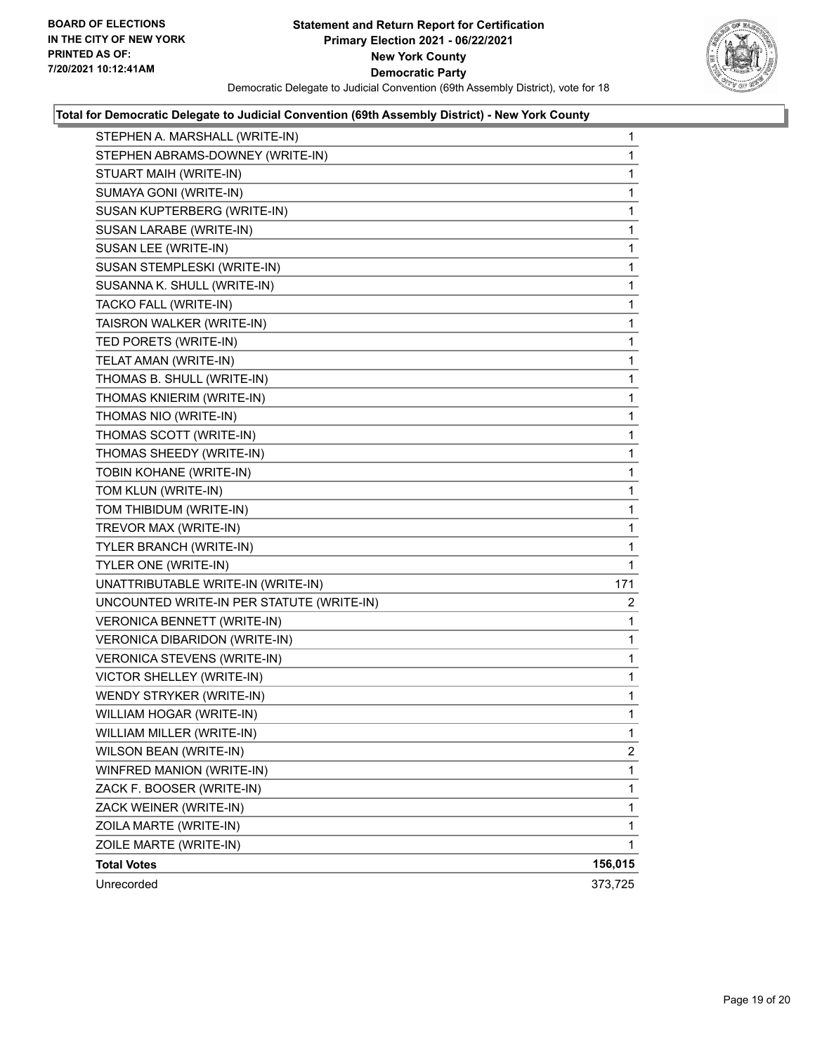**BOARD OF ELECTIONS IN THE CITY OF NEW YORK PRINTED AS OF: 7/20/2021 10:12:41AM**

**Statement and Return Report for Certification Primary Election 2021 - 06/22/2021 New York County Democratic Party**

Democratic Delegate to Judicial Convention (69th Assembly District), vote for 18

**Total for Democratic Delegate to Judicial Convention (69th Assembly District) - New York County**

| Candidate | Votes |
|---|---|
| STEPHEN A. MARSHALL (WRITE-IN) | 1 |
| STEPHEN ABRAMS-DOWNEY (WRITE-IN) | 1 |
| STUART MAIH (WRITE-IN) | 1 |
| SUMAYA GONI (WRITE-IN) | 1 |
| SUSAN KUPTERBERG (WRITE-IN) | 1 |
| SUSAN LARABE (WRITE-IN) | 1 |
| SUSAN LEE (WRITE-IN) | 1 |
| SUSAN STEMPLESKI (WRITE-IN) | 1 |
| SUSANNA K. SHULL (WRITE-IN) | 1 |
| TACKO FALL (WRITE-IN) | 1 |
| TAISRON WALKER (WRITE-IN) | 1 |
| TED PORETS (WRITE-IN) | 1 |
| TELAT AMAN (WRITE-IN) | 1 |
| THOMAS B. SHULL (WRITE-IN) | 1 |
| THOMAS KNIERIM (WRITE-IN) | 1 |
| THOMAS NIO (WRITE-IN) | 1 |
| THOMAS SCOTT (WRITE-IN) | 1 |
| THOMAS SHEEDY (WRITE-IN) | 1 |
| TOBIN KOHANE (WRITE-IN) | 1 |
| TOM KLUN (WRITE-IN) | 1 |
| TOM THIBIDUM (WRITE-IN) | 1 |
| TREVOR MAX (WRITE-IN) | 1 |
| TYLER BRANCH (WRITE-IN) | 1 |
| TYLER ONE (WRITE-IN) | 1 |
| UNATTRIBUTABLE WRITE-IN (WRITE-IN) | 171 |
| UNCOUNTED WRITE-IN PER STATUTE (WRITE-IN) | 2 |
| VERONICA BENNETT (WRITE-IN) | 1 |
| VERONICA DIBARIDON (WRITE-IN) | 1 |
| VERONICA STEVENS (WRITE-IN) | 1 |
| VICTOR SHELLEY (WRITE-IN) | 1 |
| WENDY STRYKER (WRITE-IN) | 1 |
| WILLIAM HOGAR (WRITE-IN) | 1 |
| WILLIAM MILLER (WRITE-IN) | 1 |
| WILSON BEAN (WRITE-IN) | 2 |
| WINFRED MANION (WRITE-IN) | 1 |
| ZACK F. BOOSER (WRITE-IN) | 1 |
| ZACK WEINER (WRITE-IN) | 1 |
| ZOILA MARTE (WRITE-IN) | 1 |
| ZOILE MARTE (WRITE-IN) | 1 |
| **Total Votes** | **156,015** |
| Unrecorded | 373,725 |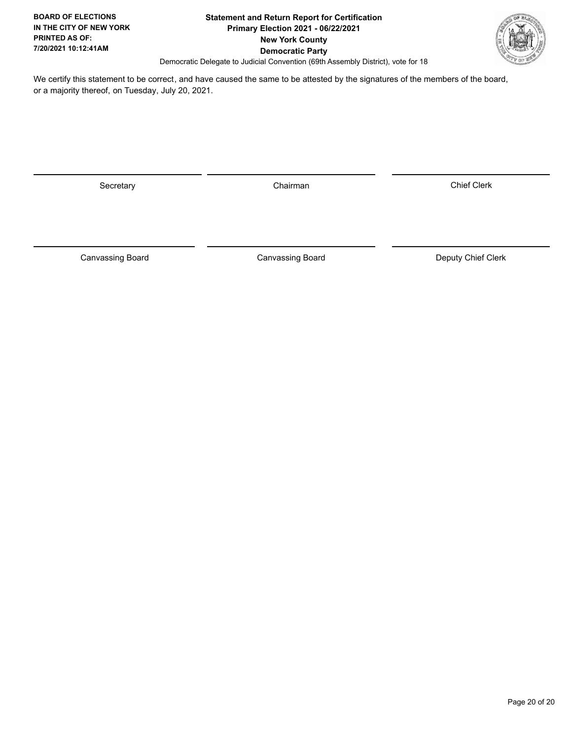We certify this statement to be correct, and have caused the same to be attested by the signatures of the members of the board, or a majority thereof, on Tuesday, July 20, 2021.

| | | |
|---|---|---|
| Secretary | Chairman | Chief Clerk |
| Canvassing Board | Canvassing Board | Deputy Chief Clerk |